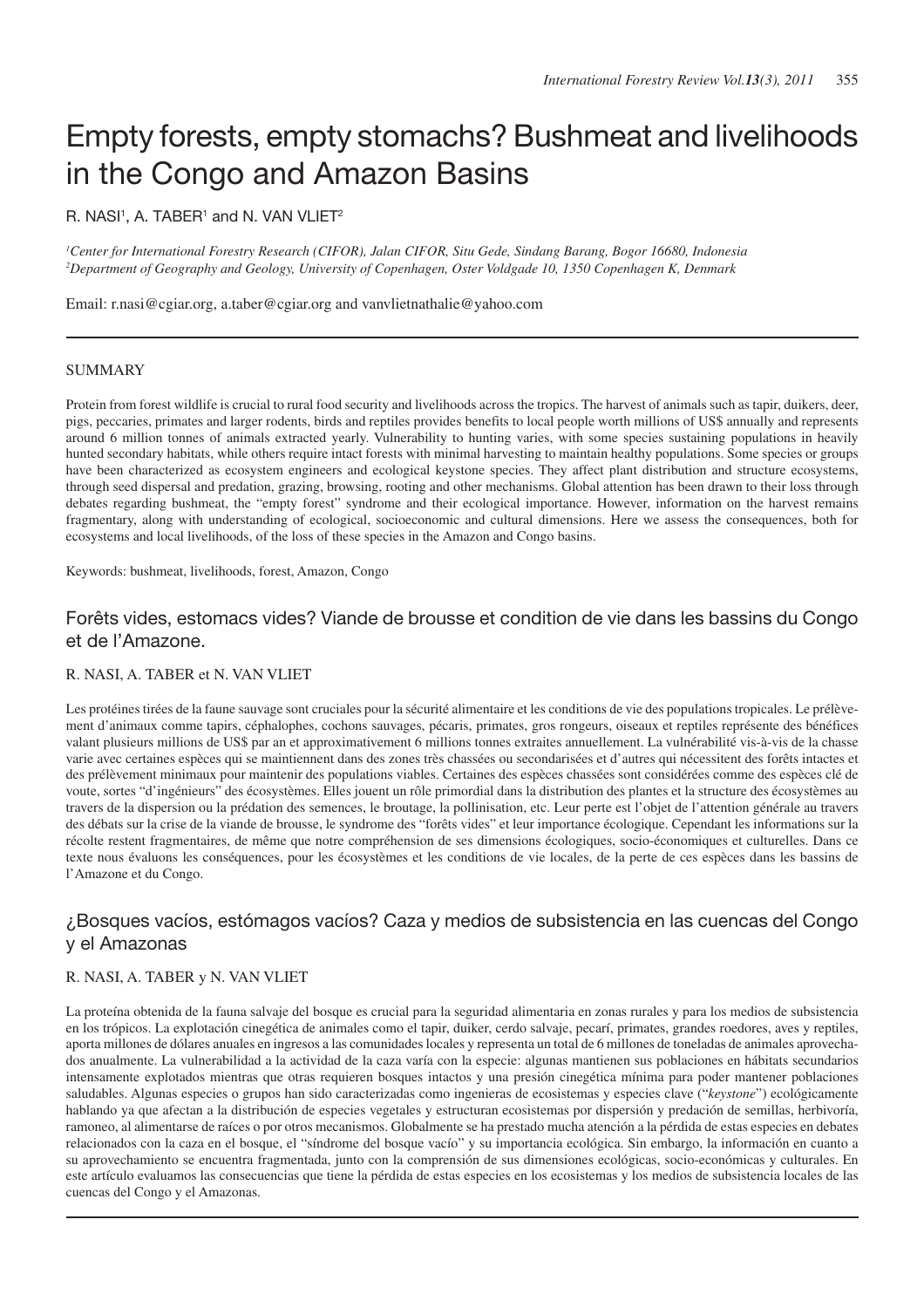# Empty forests, empty stomachs? Bushmeat and livelihoods in the Congo and Amazon Basins

R. NASI[1], A. TABER[1] and N. VAN VLIET[2]

[1]*Center for International Forestry Research (CIFOR), Jalan CIFOR, Situ Gede, Sindang Barang, Bogor 16680, Indonesia*
[2]*Department of Geography and Geology, University of Copenhagen, Oster Voldgade 10, 1350 Copenhagen K, Denmark*

Email: r.nasi@cgiar.org, a.taber@cgiar.org and vanvlietnathalie@yahoo.com

## SUMMARY

Protein from forest wildlife is crucial to rural food security and livelihoods across the tropics. The harvest of animals such as tapir, duikers, deer, pigs, peccaries, primates and larger rodents, birds and reptiles provides benefits to local people worth millions of US$ annually and represents around 6 million tonnes of animals extracted yearly. Vulnerability to hunting varies, with some species sustaining populations in heavily hunted secondary habitats, while others require intact forests with minimal harvesting to maintain healthy populations. Some species or groups have been characterized as ecosystem engineers and ecological keystone species. They affect plant distribution and structure ecosystems, through seed dispersal and predation, grazing, browsing, rooting and other mechanisms. Global attention has been drawn to their loss through debates regarding bushmeat, the "empty forest" syndrome and their ecological importance. However, information on the harvest remains fragmentary, along with understanding of ecological, socioeconomic and cultural dimensions. Here we assess the consequences, both for ecosystems and local livelihoods, of the loss of these species in the Amazon and Congo basins.

Keywords: bushmeat, livelihoods, forest, Amazon, Congo

## Forêts vides, estomacs vides? Viande de brousse et condition de vie dans les bassins du Congo et de l'Amazone.

R. NASI, A. TABER et N. VAN VLIET

Les protéines tirées de la faune sauvage sont cruciales pour la sécurité alimentaire et les conditions de vie des populations tropicales. Le prélèvement d'animaux comme tapirs, céphalophes, cochons sauvages, pécaris, primates, gros rongeurs, oiseaux et reptiles représente des bénéfices valant plusieurs millions de US$ par an et approximativement 6 millions tonnes extraites annuellement. La vulnérabilité vis-à-vis de la chasse varie avec certaines espèces qui se maintiennent dans des zones très chassées ou secondarisées et d'autres qui nécessitent des forêts intactes et des prélèvement minimaux pour maintenir des populations viables. Certaines des espèces chassées sont considérées comme des espèces clé de voute, sortes "d'ingénieurs" des écosystèmes. Elles jouent un rôle primordial dans la distribution des plantes et la structure des écosystèmes au travers de la dispersion ou la prédation des semences, le broutage, la pollinisation, etc. Leur perte est l'objet de l'attention générale au travers des débats sur la crise de la viande de brousse, le syndrome des "forêts vides" et leur importance écologique. Cependant les informations sur la récolte restent fragmentaires, de même que notre compréhension de ses dimensions écologiques, socio-économiques et culturelles. Dans ce texte nous évaluons les conséquences, pour les écosystèmes et les conditions de vie locales, de la perte de ces espèces dans les bassins de l'Amazone et du Congo.

## ¿Bosques vacíos, estómagos vacíos? Caza y medios de subsistencia en las cuencas del Congo y el Amazonas

R. NASI, A. TABER y N. VAN VLIET

La proteína obtenida de la fauna salvaje del bosque es crucial para la seguridad alimentaria en zonas rurales y para los medios de subsistencia en los trópicos. La explotación cinegética de animales como el tapir, duiker, cerdo salvaje, pecarí, primates, grandes roedores, aves y reptiles, aporta millones de dólares anuales en ingresos a las comunidades locales y representa un total de 6 millones de toneladas de animales aprovechados anualmente. La vulnerabilidad a la actividad de la caza varía con la especie: algunas mantienen sus poblaciones en hábitats secundarios intensamente explotados mientras que otras requieren bosques intactos y una presión cinegética mínima para poder mantener poblaciones saludables. Algunas especies o grupos han sido caracterizadas como ingenieras de ecosistemas y especies clave ("*keystone*") ecológicamente hablando ya que afectan a la distribución de especies vegetales y estructuran ecosistemas por dispersión y predación de semillas, herbivoría, ramoneo, al alimentarse de raíces o por otros mecanismos. Globalmente se ha prestado mucha atención a la pérdida de estas especies en debates relacionados con la caza en el bosque, el "síndrome del bosque vacío" y su importancia ecológica. Sin embargo, la información en cuanto a su aprovechamiento se encuentra fragmentada, junto con la comprensión de sus dimensiones ecológicas, socio-económicas y culturales. En este artículo evaluamos las consecuencias que tiene la pérdida de estas especies en los ecosistemas y los medios de subsistencia locales de las cuencas del Congo y el Amazonas.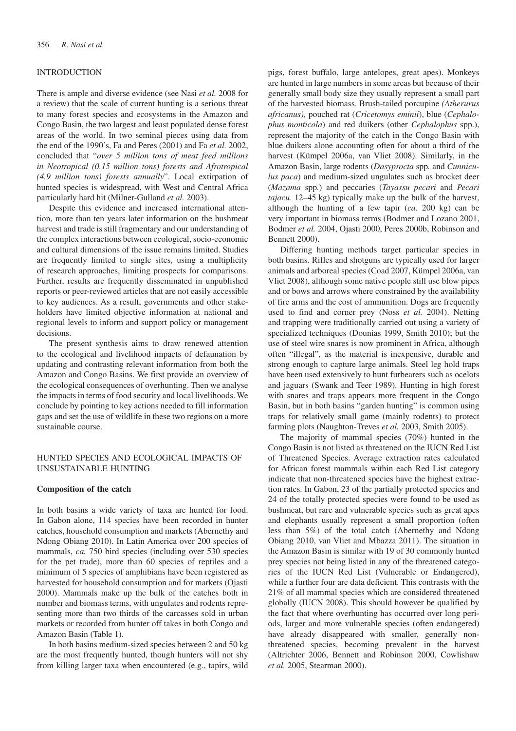## INTRODUCTION

There is ample and diverse evidence (see Nasi *et al.* 2008 for a review) that the scale of current hunting is a serious threat to many forest species and ecosystems in the Amazon and Congo Basin, the two largest and least populated dense forest areas of the world. In two seminal pieces using data from the end of the 1990's, Fa and Peres (2001) and Fa *et al.* 2002, concluded that "*over 5 million tons of meat feed millions in Neotropical (0.15 million tons) forests and Afrotropical (4.9 million tons) forests annually*". Local extirpation of hunted species is widespread, with West and Central Africa particularly hard hit (Milner-Gulland *et al.* 2003).

Despite this evidence and increased international attention, more than ten years later information on the bushmeat harvest and trade is still fragmentary and our understanding of the complex interactions between ecological, socio-economic and cultural dimensions of the issue remains limited. Studies are frequently limited to single sites, using a multiplicity of research approaches, limiting prospects for comparisons. Further, results are frequently disseminated in unpublished reports or peer-reviewed articles that are not easily accessible to key audiences. As a result, governments and other stakeholders have limited objective information at national and regional levels to inform and support policy or management decisions.

The present synthesis aims to draw renewed attention to the ecological and livelihood impacts of defaunation by updating and contrasting relevant information from both the Amazon and Congo Basins. We first provide an overview of the ecological consequences of overhunting. Then we analyse the impacts in terms of food security and local livelihoods. We conclude by pointing to key actions needed to fill information gaps and set the use of wildlife in these two regions on a more sustainable course.

## HUNTED SPECIES AND ECOLOGICAL IMPACTS OF UNSUSTAINABLE HUNTING

### Composition of the catch

In both basins a wide variety of taxa are hunted for food. In Gabon alone, 114 species have been recorded in hunter catches, household consumption and markets (Abernethy and Ndong Obiang 2010). In Latin America over 200 species of mammals, *ca.* 750 bird species (including over 530 species for the pet trade), more than 60 species of reptiles and a minimum of 5 species of amphibians have been registered as harvested for household consumption and for markets (Ojasti 2000). Mammals make up the bulk of the catches both in number and biomass terms, with ungulates and rodents representing more than two thirds of the carcasses sold in urban markets or recorded from hunter off takes in both Congo and Amazon Basin (Table 1).

In both basins medium-sized species between 2 and 50 kg are the most frequently hunted, though hunters will not shy from killing larger taxa when encountered (e.g., tapirs, wild pigs, forest buffalo, large antelopes, great apes). Monkeys are hunted in large numbers in some areas but because of their generally small body size they usually represent a small part of the harvested biomass. Brush-tailed porcupine *(Atherurus africanus),* pouched rat (*Cricetomys eminii*), blue (*Cephalophus monticola*) and red duikers (other *Cephalophus* spp.), represent the majority of the catch in the Congo Basin with blue duikers alone accounting often for about a third of the harvest (Kümpel 2006a, van Vliet 2008). Similarly, in the Amazon Basin, large rodents (*Dasyprocta* spp. and *Cuniculus paca*) and medium-sized ungulates such as brocket deer (*Mazama* spp.) and peccaries (*Tayassu pecari* and *Pecari tajacu*. 12–45 kg) typically make up the bulk of the harvest, although the hunting of a few tapir (*ca.* 200 kg) can be very important in biomass terms (Bodmer and Lozano 2001, Bodmer *et al.* 2004, Ojasti 2000, Peres 2000b, Robinson and Bennett 2000).

Differing hunting methods target particular species in both basins. Rifles and shotguns are typically used for larger animals and arboreal species (Coad 2007, Kümpel 2006a, van Vliet 2008), although some native people still use blow pipes and or bows and arrows where constrained by the availability of fire arms and the cost of ammunition. Dogs are frequently used to find and corner prey (Noss *et al.* 2004). Netting and trapping were traditionally carried out using a variety of specialized techniques (Dounias 1999, Smith 2010); but the use of steel wire snares is now prominent in Africa, although often "illegal", as the material is inexpensive, durable and strong enough to capture large animals. Steel leg hold traps have been used extensively to hunt furbearers such as ocelots and jaguars (Swank and Teer 1989). Hunting in high forest with snares and traps appears more frequent in the Congo Basin, but in both basins "garden hunting" is common using traps for relatively small game (mainly rodents) to protect farming plots (Naughton-Treves *et al.* 2003, Smith 2005).

The majority of mammal species (70%) hunted in the Congo Basin is not listed as threatened on the IUCN Red List of Threatened Species. Average extraction rates calculated for African forest mammals within each Red List category indicate that non-threatened species have the highest extraction rates. In Gabon, 23 of the partially protected species and 24 of the totally protected species were found to be used as bushmeat, but rare and vulnerable species such as great apes and elephants usually represent a small proportion (often less than 5%) of the total catch (Abernethy and Ndong Obiang 2010, van Vliet and Mbazza 2011). The situation in the Amazon Basin is similar with 19 of 30 commonly hunted prey species not being listed in any of the threatened categories of the IUCN Red List (Vulnerable or Endangered), while a further four are data deficient. This contrasts with the 21% of all mammal species which are considered threatened globally (IUCN 2008). This should however be qualified by the fact that where overhunting has occurred over long periods, larger and more vulnerable species (often endangered) have already disappeared with smaller, generally non-threatened species, becoming prevalent in the harvest (Altrichter 2006, Bennett and Robinson 2000, Cowlishaw *et al.* 2005, Stearman 2000).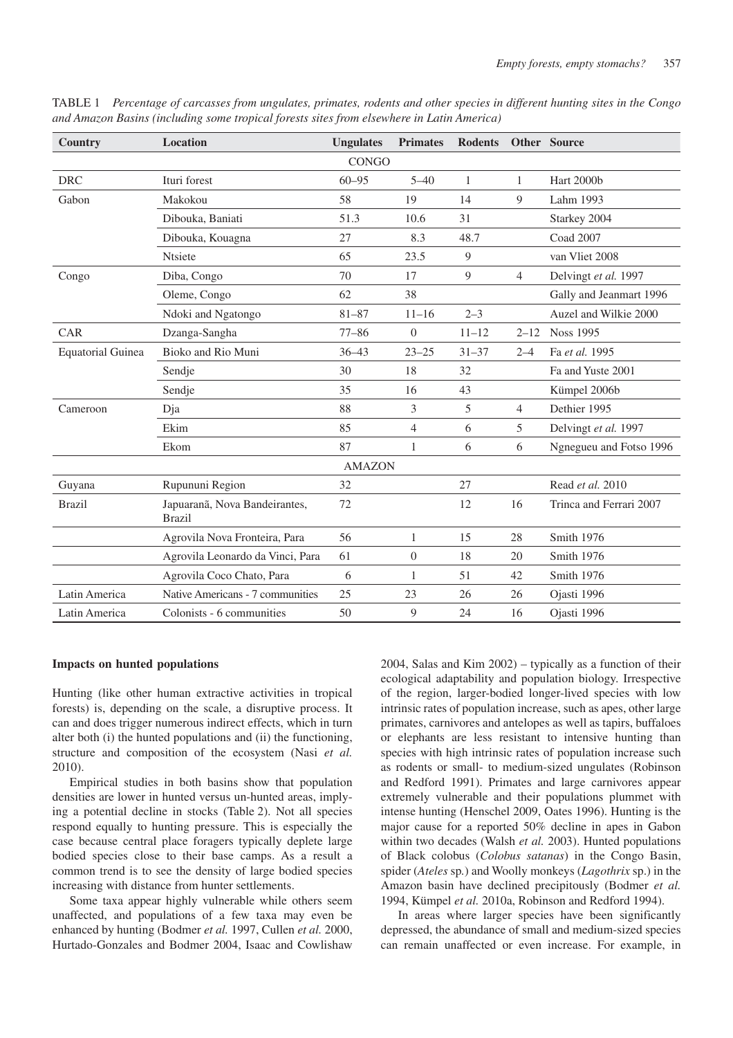TABLE 1 *Percentage of carcasses from ungulates, primates, rodents and other species in different hunting sites in the Congo and Amazon Basins (including some tropical forests sites from elsewhere in Latin America)*

| Country | Location | Ungulates | Primates | Rodents | Other | Source |
|---|---|---|---|---|---|---|
| | | CONGO | | | | |
| DRC | Ituri forest | 60–95 | 5–40 | 1 | 1 | Hart 2000b |
| Gabon | Makokou | 58 | 19 | 14 | 9 | Lahm 1993 |
| | Dibouka, Baniati | 51.3 | 10.6 | 31 | | Starkey 2004 |
| | Dibouka, Kouagna | 27 | 8.3 | 48.7 | | Coad 2007 |
| | Ntsiete | 65 | 23.5 | 9 | | van Vliet 2008 |
| Congo | Diba, Congo | 70 | 17 | 9 | 4 | Delvingt *et al.* 1997 |
| | Oleme, Congo | 62 | 38 | | | Gally and Jeanmart 1996 |
| | Ndoki and Ngatongo | 81–87 | 11–16 | 2–3 | | Auzel and Wilkie 2000 |
| CAR | Dzanga-Sangha | 77–86 | 0 | 11–12 | 2–12 | Noss 1995 |
| Equatorial Guinea | Bioko and Rio Muni | 36–43 | 23–25 | 31–37 | 2–4 | Fa *et al.* 1995 |
| | Sendje | 30 | 18 | 32 | | Fa and Yuste 2001 |
| | Sendje | 35 | 16 | 43 | | Kümpel 2006b |
| Cameroon | Dja | 88 | 3 | 5 | 4 | Dethier 1995 |
| | Ekim | 85 | 4 | 6 | 5 | Delvingt *et al.* 1997 |
| | Ekom | 87 | 1 | 6 | 6 | Ngnegueu and Fotso 1996 |
| | | AMAZON | | | | |
| Guyana | Rupununi Region | 32 | | 27 | | Read *et al.* 2010 |
| Brazil | Japuaranã, Nova Bandeirantes, Brazil | 72 | | 12 | 16 | Trinca and Ferrari 2007 |
| | Agrovila Nova Fronteira, Para | 56 | 1 | 15 | 28 | Smith 1976 |
| | Agrovila Leonardo da Vinci, Para | 61 | 0 | 18 | 20 | Smith 1976 |
| | Agrovila Coco Chato, Para | 6 | 1 | 51 | 42 | Smith 1976 |
| Latin America | Native Americans - 7 communities | 25 | 23 | 26 | 26 | Ojasti 1996 |
| Latin America | Colonists - 6 communities | 50 | 9 | 24 | 16 | Ojasti 1996 |

**Impacts on hunted populations**

Hunting (like other human extractive activities in tropical forests) is, depending on the scale, a disruptive process. It can and does trigger numerous indirect effects, which in turn alter both (i) the hunted populations and (ii) the functioning, structure and composition of the ecosystem (Nasi *et al.* 2010).

Empirical studies in both basins show that population densities are lower in hunted versus un-hunted areas, implying a potential decline in stocks (Table 2). Not all species respond equally to hunting pressure. This is especially the case because central place foragers typically deplete large bodied species close to their base camps. As a result a common trend is to see the density of large bodied species increasing with distance from hunter settlements.

Some taxa appear highly vulnerable while others seem unaffected, and populations of a few taxa may even be enhanced by hunting (Bodmer *et al.* 1997, Cullen *et al.* 2000, Hurtado-Gonzales and Bodmer 2004, Isaac and Cowlishaw 2004, Salas and Kim 2002) – typically as a function of their ecological adaptability and population biology. Irrespective of the region, larger-bodied longer-lived species with low intrinsic rates of population increase, such as apes, other large primates, carnivores and antelopes as well as tapirs, buffaloes or elephants are less resistant to intensive hunting than species with high intrinsic rates of population increase such as rodents or small- to medium-sized ungulates (Robinson and Redford 1991). Primates and large carnivores appear extremely vulnerable and their populations plummet with intense hunting (Henschel 2009, Oates 1996). Hunting is the major cause for a reported 50% decline in apes in Gabon within two decades (Walsh *et al.* 2003). Hunted populations of Black colobus (*Colobus satanas*) in the Congo Basin, spider (*Ateles* sp.) and Woolly monkeys (*Lagothrix* sp.) in the Amazon basin have declined precipitously (Bodmer *et al.* 1994, Kümpel *et al.* 2010a, Robinson and Redford 1994).

In areas where larger species have been significantly depressed, the abundance of small and medium-sized species can remain unaffected or even increase. For example, in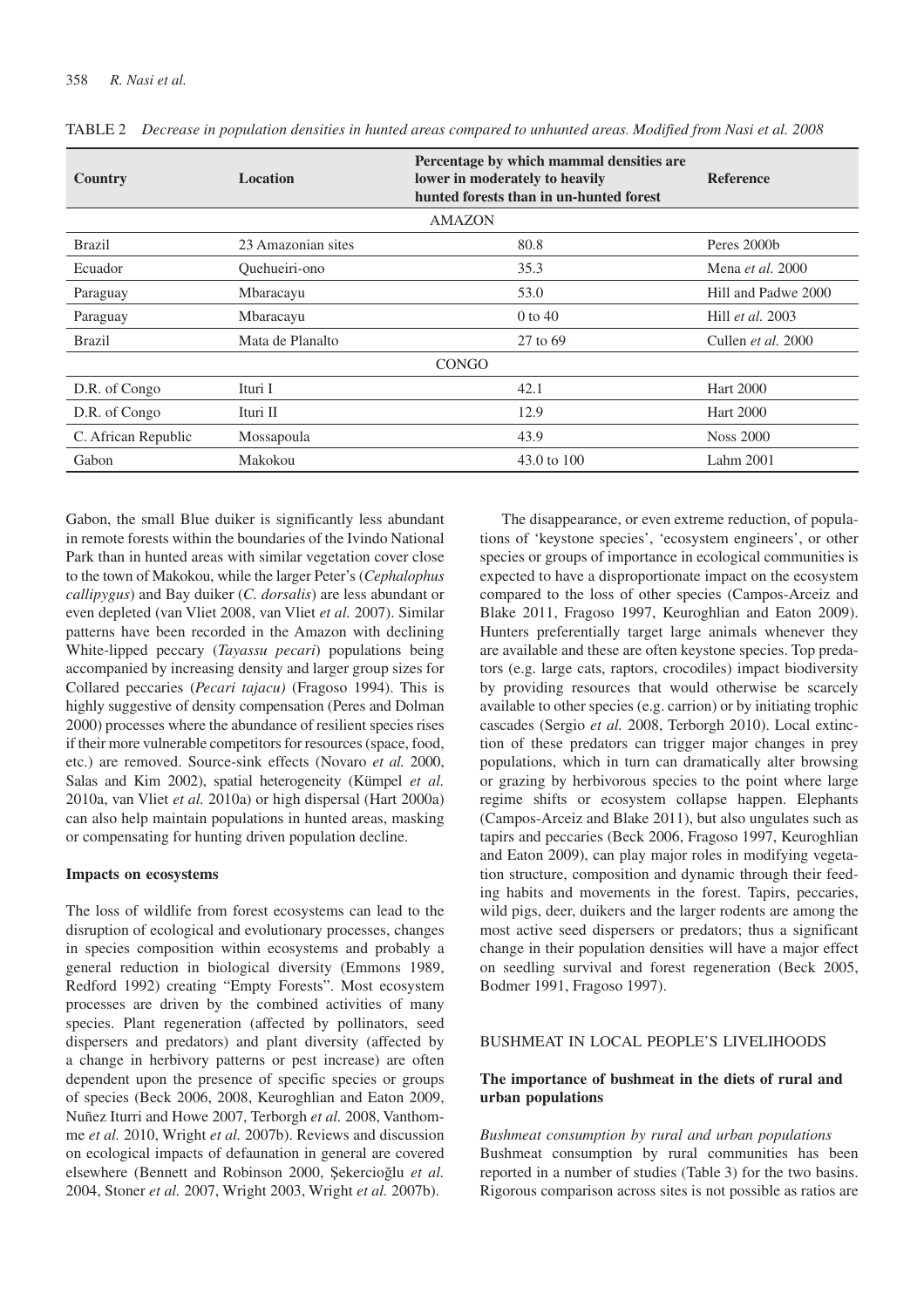TABLE 2 *Decrease in population densities in hunted areas compared to unhunted areas. Modified from Nasi et al. 2008*

| Country | Location | Percentage by which mammal densities are lower in moderately to heavily hunted forests than in un-hunted forest | Reference |
|---|---|---|---|
| | | AMAZON | |
| Brazil | 23 Amazonian sites | 80.8 | Peres 2000b |
| Ecuador | Quehueiri-ono | 35.3 | Mena *et al.* 2000 |
| Paraguay | Mbaracayu | 53.0 | Hill and Padwe 2000 |
| Paraguay | Mbaracayu | 0 to 40 | Hill *et al.* 2003 |
| Brazil | Mata de Planalto | 27 to 69 | Cullen *et al.* 2000 |
| | | CONGO | |
| D.R. of Congo | Ituri I | 42.1 | Hart 2000 |
| D.R. of Congo | Ituri II | 12.9 | Hart 2000 |
| C. African Republic | Mossapoula | 43.9 | Noss 2000 |
| Gabon | Makokou | 43.0 to 100 | Lahm 2001 |

Gabon, the small Blue duiker is significantly less abundant in remote forests within the boundaries of the Ivindo National Park than in hunted areas with similar vegetation cover close to the town of Makokou, while the larger Peter's (*Cephalophus callipygus*) and Bay duiker (*C. dorsalis*) are less abundant or even depleted (van Vliet 2008, van Vliet *et al.* 2007). Similar patterns have been recorded in the Amazon with declining White-lipped peccary (*Tayassu pecari*) populations being accompanied by increasing density and larger group sizes for Collared peccaries (*Pecari tajacu)* (Fragoso 1994). This is highly suggestive of density compensation (Peres and Dolman 2000) processes where the abundance of resilient species rises if their more vulnerable competitors for resources (space, food, etc.) are removed. Source-sink effects (Novaro *et al.* 2000, Salas and Kim 2002), spatial heterogeneity (Kümpel *et al.* 2010a, van Vliet *et al.* 2010a) or high dispersal (Hart 2000a) can also help maintain populations in hunted areas, masking or compensating for hunting driven population decline.

**Impacts on ecosystems**

The loss of wildlife from forest ecosystems can lead to the disruption of ecological and evolutionary processes, changes in species composition within ecosystems and probably a general reduction in biological diversity (Emmons 1989, Redford 1992) creating "Empty Forests". Most ecosystem processes are driven by the combined activities of many species. Plant regeneration (affected by pollinators, seed dispersers and predators) and plant diversity (affected by a change in herbivory patterns or pest increase) are often dependent upon the presence of specific species or groups of species (Beck 2006, 2008, Keuroghlian and Eaton 2009, Nuñez Iturri and Howe 2007, Terborgh *et al.* 2008, Vanthomme *et al.* 2010, Wright *et al.* 2007b). Reviews and discussion on ecological impacts of defaunation in general are covered elsewhere (Bennett and Robinson 2000, Şekercioğlu *et al.* 2004, Stoner *et al.* 2007, Wright 2003, Wright *et al.* 2007b).

The disappearance, or even extreme reduction, of populations of 'keystone species', 'ecosystem engineers', or other species or groups of importance in ecological communities is expected to have a disproportionate impact on the ecosystem compared to the loss of other species (Campos-Arceiz and Blake 2011, Fragoso 1997, Keuroghlian and Eaton 2009). Hunters preferentially target large animals whenever they are available and these are often keystone species. Top predators (e.g. large cats, raptors, crocodiles) impact biodiversity by providing resources that would otherwise be scarcely available to other species (e.g. carrion) or by initiating trophic cascades (Sergio *et al.* 2008, Terborgh 2010). Local extinction of these predators can trigger major changes in prey populations, which in turn can dramatically alter browsing or grazing by herbivorous species to the point where large regime shifts or ecosystem collapse happen. Elephants (Campos-Arceiz and Blake 2011), but also ungulates such as tapirs and peccaries (Beck 2006, Fragoso 1997, Keuroghlian and Eaton 2009), can play major roles in modifying vegetation structure, composition and dynamic through their feeding habits and movements in the forest. Tapirs, peccaries, wild pigs, deer, duikers and the larger rodents are among the most active seed dispersers or predators; thus a significant change in their population densities will have a major effect on seedling survival and forest regeneration (Beck 2005, Bodmer 1991, Fragoso 1997).

## BUSHMEAT IN LOCAL PEOPLE'S LIVELIHOODS

### The importance of bushmeat in the diets of rural and urban populations

*Bushmeat consumption by rural and urban populations*

Bushmeat consumption by rural communities has been reported in a number of studies (Table 3) for the two basins. Rigorous comparison across sites is not possible as ratios are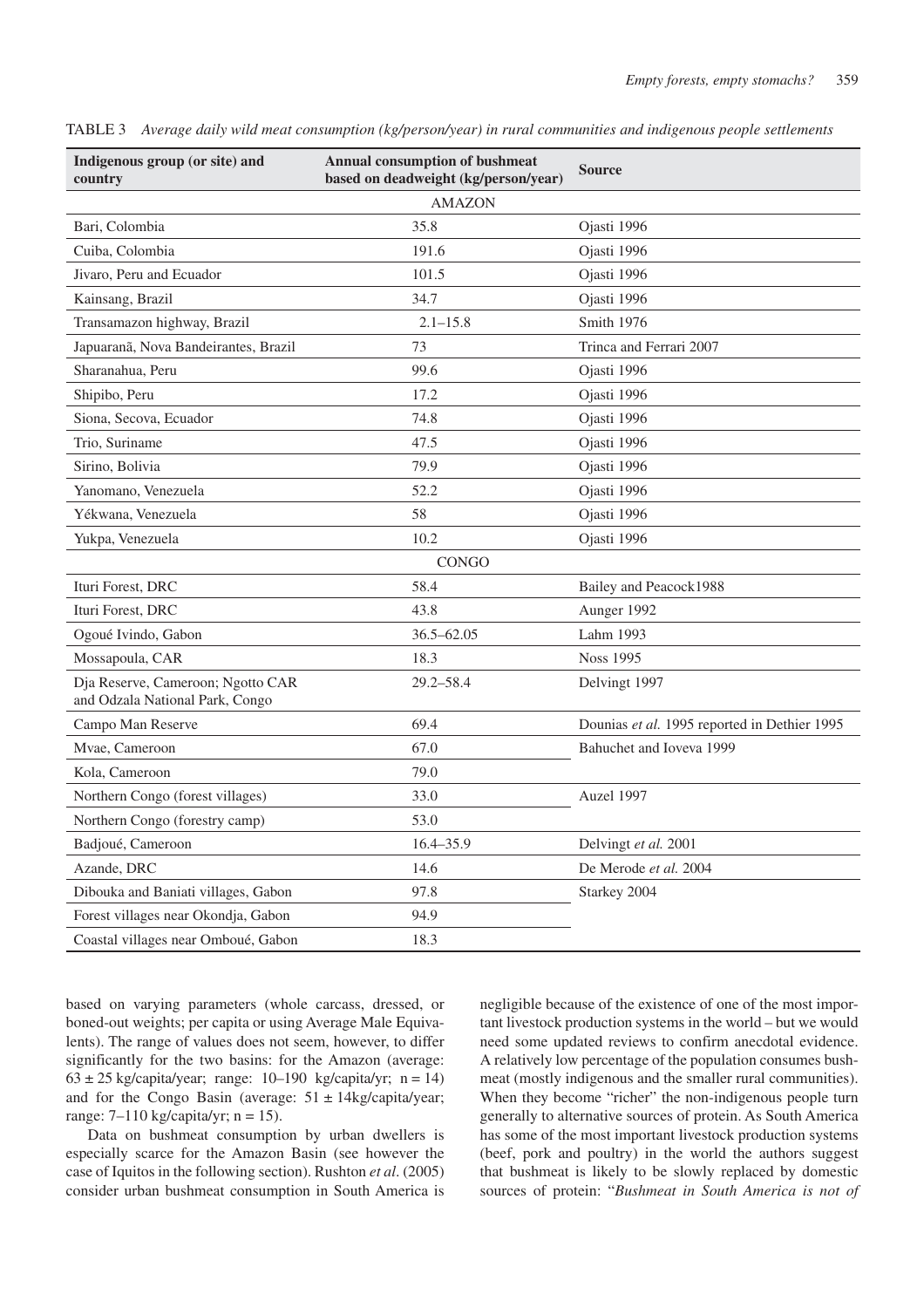TABLE 3 *Average daily wild meat consumption (kg/person/year) in rural communities and indigenous people settlements*

| Indigenous group (or site) and country | Annual consumption of bushmeat based on deadweight (kg/person/year) | Source |
|---|---|---|
| | AMAZON | |
| Bari, Colombia | 35.8 | Ojasti 1996 |
| Cuiba, Colombia | 191.6 | Ojasti 1996 |
| Jivaro, Peru and Ecuador | 101.5 | Ojasti 1996 |
| Kainsang, Brazil | 34.7 | Ojasti 1996 |
| Transamazon highway, Brazil | 2.1–15.8 | Smith 1976 |
| Japuaranã, Nova Bandeirantes, Brazil | 73 | Trinca and Ferrari 2007 |
| Sharanahua, Peru | 99.6 | Ojasti 1996 |
| Shipibo, Peru | 17.2 | Ojasti 1996 |
| Siona, Secova, Ecuador | 74.8 | Ojasti 1996 |
| Trio, Suriname | 47.5 | Ojasti 1996 |
| Sirino, Bolivia | 79.9 | Ojasti 1996 |
| Yanomano, Venezuela | 52.2 | Ojasti 1996 |
| Yékwana, Venezuela | 58 | Ojasti 1996 |
| Yukpa, Venezuela | 10.2 | Ojasti 1996 |
| | CONGO | |
| Ituri Forest, DRC | 58.4 | Bailey and Peacock1988 |
| Ituri Forest, DRC | 43.8 | Aunger 1992 |
| Ogoué Ivindo, Gabon | 36.5–62.05 | Lahm 1993 |
| Mossapoula, CAR | 18.3 | Noss 1995 |
| Dja Reserve, Cameroon; Ngotto CAR and Odzala National Park, Congo | 29.2–58.4 | Delvingt 1997 |
| Campo Man Reserve | 69.4 | Dounias *et al.* 1995 reported in Dethier 1995 |
| Mvae, Cameroon | 67.0 | Bahuchet and Ioveva 1999 |
| Kola, Cameroon | 79.0 | |
| Northern Congo (forest villages) | 33.0 | Auzel 1997 |
| Northern Congo (forestry camp) | 53.0 | |
| Badjoué, Cameroon | 16.4–35.9 | Delvingt *et al.* 2001 |
| Azande, DRC | 14.6 | De Merode *et al.* 2004 |
| Dibouka and Baniati villages, Gabon | 97.8 | Starkey 2004 |
| Forest villages near Okondja, Gabon | 94.9 | |
| Coastal villages near Omboué, Gabon | 18.3 | |

based on varying parameters (whole carcass, dressed, or boned-out weights; per capita or using Average Male Equivalents). The range of values does not seem, however, to differ significantly for the two basins: for the Amazon (average: $63 \pm 25$ kg/capita/year; range: 10–190 kg/capita/yr; $n = 14$) and for the Congo Basin (average: $51 \pm 14$kg/capita/year; range: 7–110 kg/capita/yr; $n = 15$).

Data on bushmeat consumption by urban dwellers is especially scarce for the Amazon Basin (see however the case of Iquitos in the following section). Rushton *et al*. (2005) consider urban bushmeat consumption in South America is negligible because of the existence of one of the most important livestock production systems in the world – but we would need some updated reviews to confirm anecdotal evidence. A relatively low percentage of the population consumes bushmeat (mostly indigenous and the smaller rural communities). When they become "richer" the non-indigenous people turn generally to alternative sources of protein. As South America has some of the most important livestock production systems (beef, pork and poultry) in the world the authors suggest that bushmeat is likely to be slowly replaced by domestic sources of protein: "*Bushmeat in South America is not of*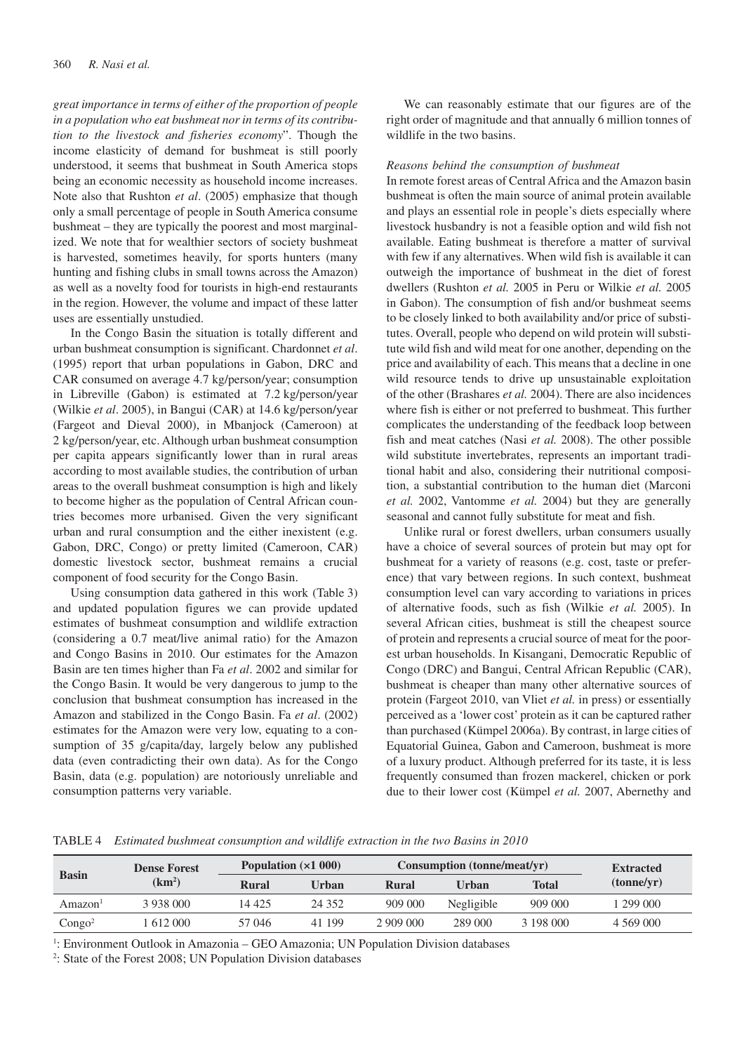*great importance in terms of either of the proportion of people in a population who eat bushmeat nor in terms of its contribution to the livestock and fisheries economy*". Though the income elasticity of demand for bushmeat is still poorly understood, it seems that bushmeat in South America stops being an economic necessity as household income increases. Note also that Rushton *et al*. (2005) emphasize that though only a small percentage of people in South America consume bushmeat – they are typically the poorest and most marginalized. We note that for wealthier sectors of society bushmeat is harvested, sometimes heavily, for sports hunters (many hunting and fishing clubs in small towns across the Amazon) as well as a novelty food for tourists in high-end restaurants in the region. However, the volume and impact of these latter uses are essentially unstudied.

In the Congo Basin the situation is totally different and urban bushmeat consumption is significant. Chardonnet *et al*. (1995) report that urban populations in Gabon, DRC and CAR consumed on average 4.7 kg/person/year; consumption in Libreville (Gabon) is estimated at 7.2 kg/person/year (Wilkie *et al*. 2005), in Bangui (CAR) at 14.6 kg/person/year (Fargeot and Dieval 2000), in Mbanjock (Cameroon) at 2 kg/person/year, etc. Although urban bushmeat consumption per capita appears significantly lower than in rural areas according to most available studies, the contribution of urban areas to the overall bushmeat consumption is high and likely to become higher as the population of Central African countries becomes more urbanised. Given the very significant urban and rural consumption and the either inexistent (e.g. Gabon, DRC, Congo) or pretty limited (Cameroon, CAR) domestic livestock sector, bushmeat remains a crucial component of food security for the Congo Basin.

Using consumption data gathered in this work (Table 3) and updated population figures we can provide updated estimates of bushmeat consumption and wildlife extraction (considering a 0.7 meat/live animal ratio) for the Amazon and Congo Basins in 2010. Our estimates for the Amazon Basin are ten times higher than Fa *et al*. 2002 and similar for the Congo Basin. It would be very dangerous to jump to the conclusion that bushmeat consumption has increased in the Amazon and stabilized in the Congo Basin. Fa *et al*. (2002) estimates for the Amazon were very low, equating to a consumption of 35 g/capita/day, largely below any published data (even contradicting their own data). As for the Congo Basin, data (e.g. population) are notoriously unreliable and consumption patterns very variable.

We can reasonably estimate that our figures are of the right order of magnitude and that annually 6 million tonnes of wildlife in the two basins.

*Reasons behind the consumption of bushmeat*

In remote forest areas of Central Africa and the Amazon basin bushmeat is often the main source of animal protein available and plays an essential role in people's diets especially where livestock husbandry is not a feasible option and wild fish not available. Eating bushmeat is therefore a matter of survival with few if any alternatives. When wild fish is available it can outweigh the importance of bushmeat in the diet of forest dwellers (Rushton *et al.* 2005 in Peru or Wilkie *et al.* 2005 in Gabon). The consumption of fish and/or bushmeat seems to be closely linked to both availability and/or price of substitutes. Overall, people who depend on wild protein will substitute wild fish and wild meat for one another, depending on the price and availability of each. This means that a decline in one wild resource tends to drive up unsustainable exploitation of the other (Brashares *et al.* 2004). There are also incidences where fish is either or not preferred to bushmeat. This further complicates the understanding of the feedback loop between fish and meat catches (Nasi *et al.* 2008). The other possible wild substitute invertebrates, represents an important traditional habit and also, considering their nutritional composition, a substantial contribution to the human diet (Marconi *et al.* 2002, Vantomme *et al.* 2004) but they are generally seasonal and cannot fully substitute for meat and fish.

Unlike rural or forest dwellers, urban consumers usually have a choice of several sources of protein but may opt for bushmeat for a variety of reasons (e.g. cost, taste or preference) that vary between regions. In such context, bushmeat consumption level can vary according to variations in prices of alternative foods, such as fish (Wilkie *et al.* 2005). In several African cities, bushmeat is still the cheapest source of protein and represents a crucial source of meat for the poorest urban households. In Kisangani, Democratic Republic of Congo (DRC) and Bangui, Central African Republic (CAR), bushmeat is cheaper than many other alternative sources of protein (Fargeot 2010, van Vliet *et al.* in press) or essentially perceived as a 'lower cost' protein as it can be captured rather than purchased (Kümpel 2006a). By contrast, in large cities of Equatorial Guinea, Gabon and Cameroon, bushmeat is more of a luxury product. Although preferred for its taste, it is less frequently consumed than frozen mackerel, chicken or pork due to their lower cost (Kümpel *et al.* 2007, Abernethy and

TABLE 4 *Estimated bushmeat consumption and wildlife extraction in the two Basins in 2010*

| Basin | Dense Forest ($km^2$) | Population (×1 000) | | Consumption (tonne/meat/yr) | | | Extracted (tonne/yr) |
|---|---|---|---|---|---|---|---|
| | | Rural | Urban | Rural | Urban | Total | |
| Amazon[1] | 3 938 000 | 14 425 | 24 352 | 909 000 | Negligible | 909 000 | 1 299 000 |
| Congo[2] | 1 612 000 | 57 046 | 41 199 | 2 909 000 | 289 000 | 3 198 000 | 4 569 000 |

[1]: Environment Outlook in Amazonia – GEO Amazonia; UN Population Division databases

[2]: State of the Forest 2008; UN Population Division databases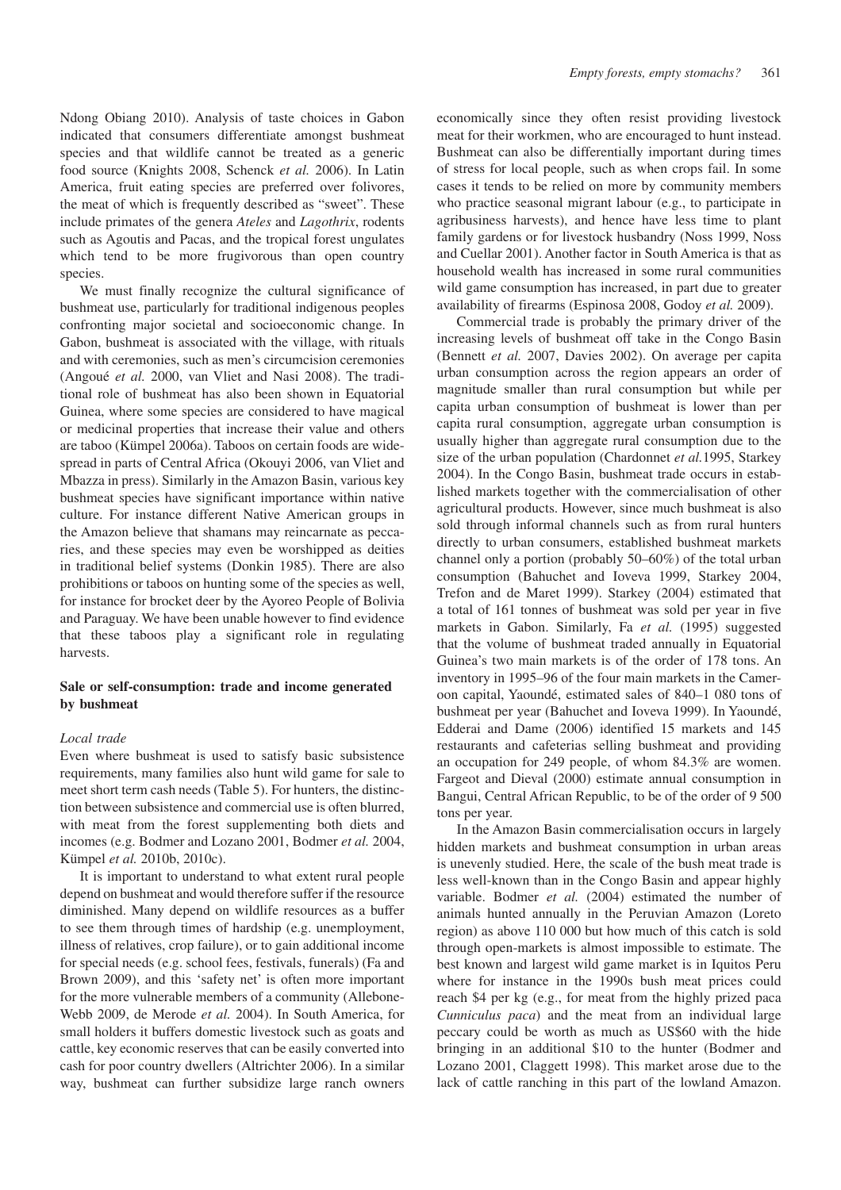Ndong Obiang 2010). Analysis of taste choices in Gabon indicated that consumers differentiate amongst bushmeat species and that wildlife cannot be treated as a generic food source (Knights 2008, Schenck *et al.* 2006). In Latin America, fruit eating species are preferred over folivores, the meat of which is frequently described as "sweet". These include primates of the genera *Ateles* and *Lagothrix*, rodents such as Agoutis and Pacas, and the tropical forest ungulates which tend to be more frugivorous than open country species.

We must finally recognize the cultural significance of bushmeat use, particularly for traditional indigenous peoples confronting major societal and socioeconomic change. In Gabon, bushmeat is associated with the village, with rituals and with ceremonies, such as men's circumcision ceremonies (Angoué *et al.* 2000, van Vliet and Nasi 2008). The traditional role of bushmeat has also been shown in Equatorial Guinea, where some species are considered to have magical or medicinal properties that increase their value and others are taboo (Kümpel 2006a). Taboos on certain foods are widespread in parts of Central Africa (Okouyi 2006, van Vliet and Mbazza in press). Similarly in the Amazon Basin, various key bushmeat species have significant importance within native culture. For instance different Native American groups in the Amazon believe that shamans may reincarnate as peccaries, and these species may even be worshipped as deities in traditional belief systems (Donkin 1985). There are also prohibitions or taboos on hunting some of the species as well, for instance for brocket deer by the Ayoreo People of Bolivia and Paraguay. We have been unable however to find evidence that these taboos play a significant role in regulating harvests.

## Sale or self-consumption: trade and income generated by bushmeat

### *Local trade*

Even where bushmeat is used to satisfy basic subsistence requirements, many families also hunt wild game for sale to meet short term cash needs (Table 5). For hunters, the distinction between subsistence and commercial use is often blurred, with meat from the forest supplementing both diets and incomes (e.g. Bodmer and Lozano 2001, Bodmer *et al.* 2004, Kümpel *et al.* 2010b, 2010c).

It is important to understand to what extent rural people depend on bushmeat and would therefore suffer if the resource diminished. Many depend on wildlife resources as a buffer to see them through times of hardship (e.g. unemployment, illness of relatives, crop failure), or to gain additional income for special needs (e.g. school fees, festivals, funerals) (Fa and Brown 2009), and this 'safety net' is often more important for the more vulnerable members of a community (Allebone-Webb 2009, de Merode *et al.* 2004). In South America, for small holders it buffers domestic livestock such as goats and cattle, key economic reserves that can be easily converted into cash for poor country dwellers (Altrichter 2006). In a similar way, bushmeat can further subsidize large ranch owners economically since they often resist providing livestock meat for their workmen, who are encouraged to hunt instead. Bushmeat can also be differentially important during times of stress for local people, such as when crops fail. In some cases it tends to be relied on more by community members who practice seasonal migrant labour (e.g., to participate in agribusiness harvests), and hence have less time to plant family gardens or for livestock husbandry (Noss 1999, Noss and Cuellar 2001). Another factor in South America is that as household wealth has increased in some rural communities wild game consumption has increased, in part due to greater availability of firearms (Espinosa 2008, Godoy *et al.* 2009).

Commercial trade is probably the primary driver of the increasing levels of bushmeat off take in the Congo Basin (Bennett *et al.* 2007, Davies 2002). On average per capita urban consumption across the region appears an order of magnitude smaller than rural consumption but while per capita urban consumption of bushmeat is lower than per capita rural consumption, aggregate urban consumption is usually higher than aggregate rural consumption due to the size of the urban population (Chardonnet *et al.*1995, Starkey 2004). In the Congo Basin, bushmeat trade occurs in established markets together with the commercialisation of other agricultural products. However, since much bushmeat is also sold through informal channels such as from rural hunters directly to urban consumers, established bushmeat markets channel only a portion (probably 50–60%) of the total urban consumption (Bahuchet and Ioveva 1999, Starkey 2004, Trefon and de Maret 1999). Starkey (2004) estimated that a total of 161 tonnes of bushmeat was sold per year in five markets in Gabon. Similarly, Fa *et al.* (1995) suggested that the volume of bushmeat traded annually in Equatorial Guinea's two main markets is of the order of 178 tons. An inventory in 1995–96 of the four main markets in the Cameroon capital, Yaoundé, estimated sales of 840–1 080 tons of bushmeat per year (Bahuchet and Ioveva 1999). In Yaoundé, Edderai and Dame (2006) identified 15 markets and 145 restaurants and cafeterias selling bushmeat and providing an occupation for 249 people, of whom 84.3% are women. Fargeot and Dieval (2000) estimate annual consumption in Bangui, Central African Republic, to be of the order of 9 500 tons per year.

In the Amazon Basin commercialisation occurs in largely hidden markets and bushmeat consumption in urban areas is unevenly studied. Here, the scale of the bush meat trade is less well-known than in the Congo Basin and appear highly variable. Bodmer *et al.* (2004) estimated the number of animals hunted annually in the Peruvian Amazon (Loreto region) as above 110 000 but how much of this catch is sold through open-markets is almost impossible to estimate. The best known and largest wild game market is in Iquitos Peru where for instance in the 1990s bush meat prices could reach $4 per kg (e.g., for meat from the highly prized paca *Cunniculus paca*) and the meat from an individual large peccary could be worth as much as US$60 with the hide bringing in an additional $10 to the hunter (Bodmer and Lozano 2001, Claggett 1998). This market arose due to the lack of cattle ranching in this part of the lowland Amazon.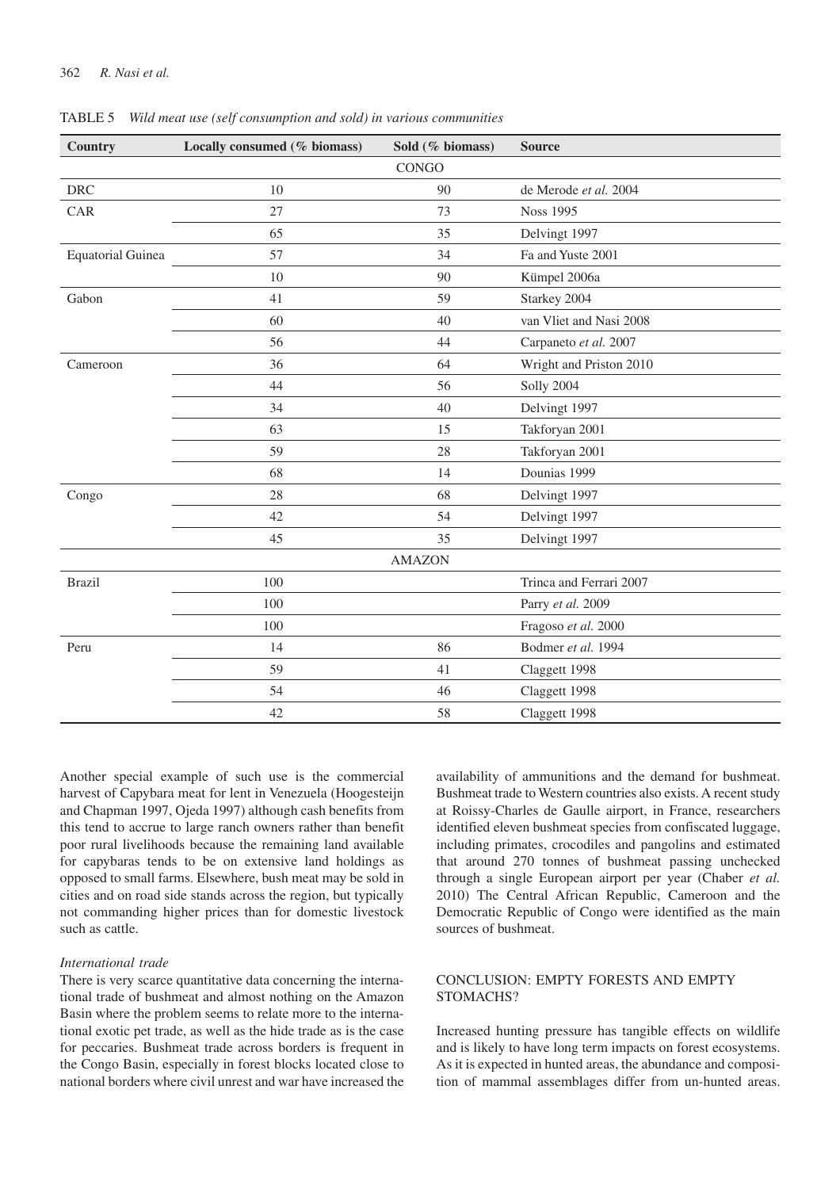TABLE 5 *Wild meat use (self consumption and sold) in various communities*

| Country | Locally consumed (% biomass) | Sold (% biomass) | Source |
|---|---|---|---|
| | | CONGO | |
| DRC | 10 | 90 | de Merode *et al.* 2004 |
| CAR | 27 | 73 | Noss 1995 |
| | 65 | 35 | Delvingt 1997 |
| Equatorial Guinea | 57 | 34 | Fa and Yuste 2001 |
| | 10 | 90 | Kümpel 2006a |
| Gabon | 41 | 59 | Starkey 2004 |
| | 60 | 40 | van Vliet and Nasi 2008 |
| | 56 | 44 | Carpaneto *et al.* 2007 |
| Cameroon | 36 | 64 | Wright and Priston 2010 |
| | 44 | 56 | Solly 2004 |
| | 34 | 40 | Delvingt 1997 |
| | 63 | 15 | Takforyan 2001 |
| | 59 | 28 | Takforyan 2001 |
| | 68 | 14 | Dounias 1999 |
| Congo | 28 | 68 | Delvingt 1997 |
| | 42 | 54 | Delvingt 1997 |
| | 45 | 35 | Delvingt 1997 |
| | | AMAZON | |
| Brazil | 100 | | Trinca and Ferrari 2007 |
| | 100 | | Parry *et al.* 2009 |
| | 100 | | Fragoso *et al.* 2000 |
| Peru | 14 | 86 | Bodmer *et al.* 1994 |
| | 59 | 41 | Claggett 1998 |
| | 54 | 46 | Claggett 1998 |
| | 42 | 58 | Claggett 1998 |

Another special example of such use is the commercial harvest of Capybara meat for lent in Venezuela (Hoogesteijn and Chapman 1997, Ojeda 1997) although cash benefits from this tend to accrue to large ranch owners rather than benefit poor rural livelihoods because the remaining land available for capybaras tends to be on extensive land holdings as opposed to small farms. Elsewhere, bush meat may be sold in cities and on road side stands across the region, but typically not commanding higher prices than for domestic livestock such as cattle.

*International trade*

There is very scarce quantitative data concerning the international trade of bushmeat and almost nothing on the Amazon Basin where the problem seems to relate more to the international exotic pet trade, as well as the hide trade as is the case for peccaries. Bushmeat trade across borders is frequent in the Congo Basin, especially in forest blocks located close to national borders where civil unrest and war have increased the availability of ammunitions and the demand for bushmeat. Bushmeat trade to Western countries also exists. A recent study at Roissy-Charles de Gaulle airport, in France, researchers identified eleven bushmeat species from confiscated luggage, including primates, crocodiles and pangolins and estimated that around 270 tonnes of bushmeat passing unchecked through a single European airport per year (Chaber *et al.* 2010) The Central African Republic, Cameroon and the Democratic Republic of Congo were identified as the main sources of bushmeat.

## CONCLUSION: EMPTY FORESTS AND EMPTY STOMACHS?

Increased hunting pressure has tangible effects on wildlife and is likely to have long term impacts on forest ecosystems. As it is expected in hunted areas, the abundance and composition of mammal assemblages differ from un-hunted areas.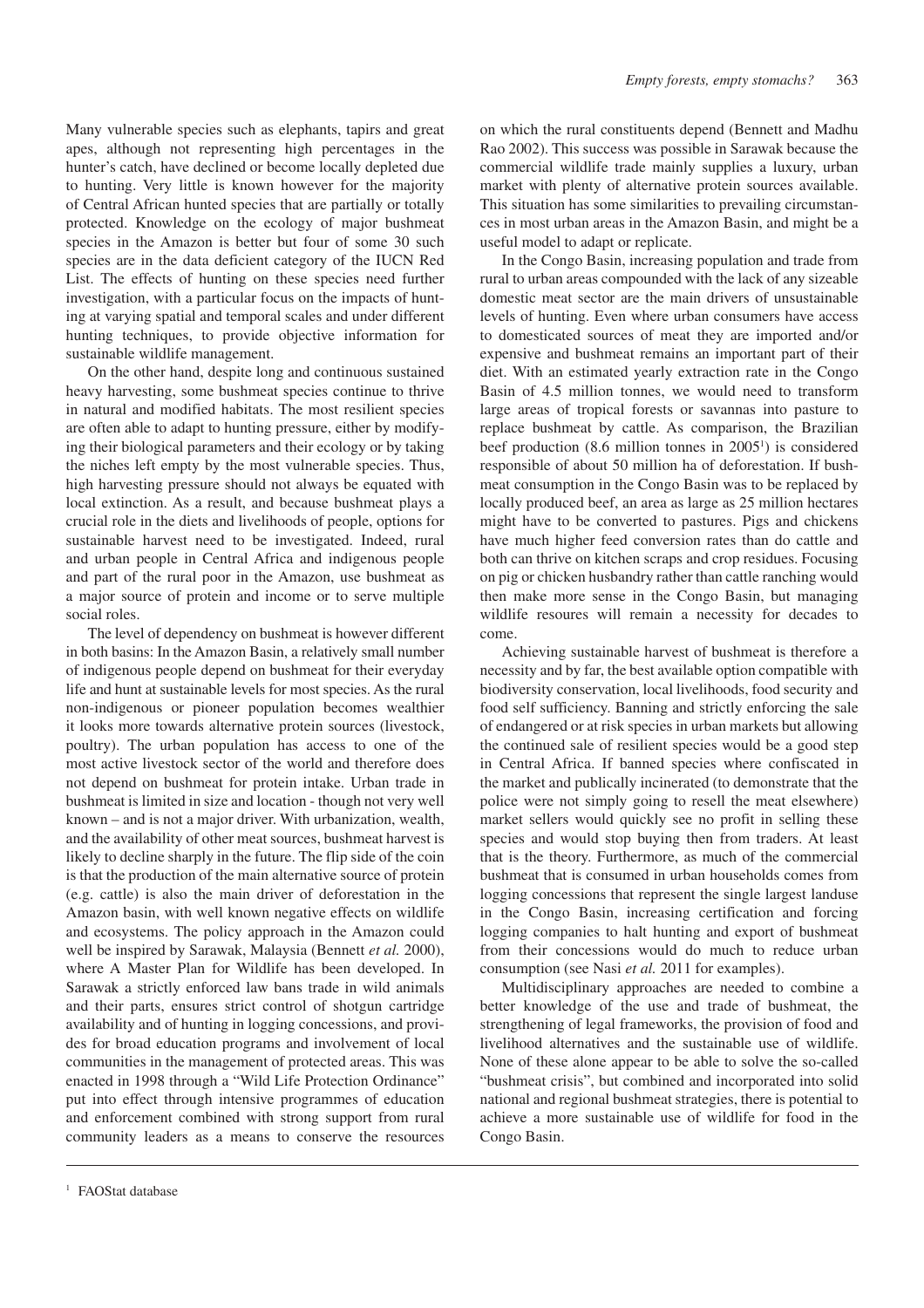Many vulnerable species such as elephants, tapirs and great apes, although not representing high percentages in the hunter's catch, have declined or become locally depleted due to hunting. Very little is known however for the majority of Central African hunted species that are partially or totally protected. Knowledge on the ecology of major bushmeat species in the Amazon is better but four of some 30 such species are in the data deficient category of the IUCN Red List. The effects of hunting on these species need further investigation, with a particular focus on the impacts of hunting at varying spatial and temporal scales and under different hunting techniques, to provide objective information for sustainable wildlife management.

On the other hand, despite long and continuous sustained heavy harvesting, some bushmeat species continue to thrive in natural and modified habitats. The most resilient species are often able to adapt to hunting pressure, either by modifying their biological parameters and their ecology or by taking the niches left empty by the most vulnerable species. Thus, high harvesting pressure should not always be equated with local extinction. As a result, and because bushmeat plays a crucial role in the diets and livelihoods of people, options for sustainable harvest need to be investigated. Indeed, rural and urban people in Central Africa and indigenous people and part of the rural poor in the Amazon, use bushmeat as a major source of protein and income or to serve multiple social roles.

The level of dependency on bushmeat is however different in both basins: In the Amazon Basin, a relatively small number of indigenous people depend on bushmeat for their everyday life and hunt at sustainable levels for most species. As the rural non-indigenous or pioneer population becomes wealthier it looks more towards alternative protein sources (livestock, poultry). The urban population has access to one of the most active livestock sector of the world and therefore does not depend on bushmeat for protein intake. Urban trade in bushmeat is limited in size and location - though not very well known – and is not a major driver. With urbanization, wealth, and the availability of other meat sources, bushmeat harvest is likely to decline sharply in the future. The flip side of the coin is that the production of the main alternative source of protein (e.g. cattle) is also the main driver of deforestation in the Amazon basin, with well known negative effects on wildlife and ecosystems. The policy approach in the Amazon could well be inspired by Sarawak, Malaysia (Bennett *et al.* 2000), where A Master Plan for Wildlife has been developed. In Sarawak a strictly enforced law bans trade in wild animals and their parts, ensures strict control of shotgun cartridge availability and of hunting in logging concessions, and provides for broad education programs and involvement of local communities in the management of protected areas. This was enacted in 1998 through a "Wild Life Protection Ordinance" put into effect through intensive programmes of education and enforcement combined with strong support from rural community leaders as a means to conserve the resources on which the rural constituents depend (Bennett and Madhu Rao 2002). This success was possible in Sarawak because the commercial wildlife trade mainly supplies a luxury, urban market with plenty of alternative protein sources available. This situation has some similarities to prevailing circumstances in most urban areas in the Amazon Basin, and might be a useful model to adapt or replicate.

In the Congo Basin, increasing population and trade from rural to urban areas compounded with the lack of any sizeable domestic meat sector are the main drivers of unsustainable levels of hunting. Even where urban consumers have access to domesticated sources of meat they are imported and/or expensive and bushmeat remains an important part of their diet. With an estimated yearly extraction rate in the Congo Basin of 4.5 million tonnes, we would need to transform large areas of tropical forests or savannas into pasture to replace bushmeat by cattle. As comparison, the Brazilian beef production (8.6 million tonnes in 2005[1]) is considered responsible of about 50 million ha of deforestation. If bushmeat consumption in the Congo Basin was to be replaced by locally produced beef, an area as large as 25 million hectares might have to be converted to pastures. Pigs and chickens have much higher feed conversion rates than do cattle and both can thrive on kitchen scraps and crop residues. Focusing on pig or chicken husbandry rather than cattle ranching would then make more sense in the Congo Basin, but managing wildlife resoures will remain a necessity for decades to come.

Achieving sustainable harvest of bushmeat is therefore a necessity and by far, the best available option compatible with biodiversity conservation, local livelihoods, food security and food self sufficiency. Banning and strictly enforcing the sale of endangered or at risk species in urban markets but allowing the continued sale of resilient species would be a good step in Central Africa. If banned species where confiscated in the market and publically incinerated (to demonstrate that the police were not simply going to resell the meat elsewhere) market sellers would quickly see no profit in selling these species and would stop buying then from traders. At least that is the theory. Furthermore, as much of the commercial bushmeat that is consumed in urban households comes from logging concessions that represent the single largest landuse in the Congo Basin, increasing certification and forcing logging companies to halt hunting and export of bushmeat from their concessions would do much to reduce urban consumption (see Nasi *et al.* 2011 for examples).

Multidisciplinary approaches are needed to combine a better knowledge of the use and trade of bushmeat, the strengthening of legal frameworks, the provision of food and livelihood alternatives and the sustainable use of wildlife. None of these alone appear to be able to solve the so-called "bushmeat crisis", but combined and incorporated into solid national and regional bushmeat strategies, there is potential to achieve a more sustainable use of wildlife for food in the Congo Basin.

---

[1] FAOStat database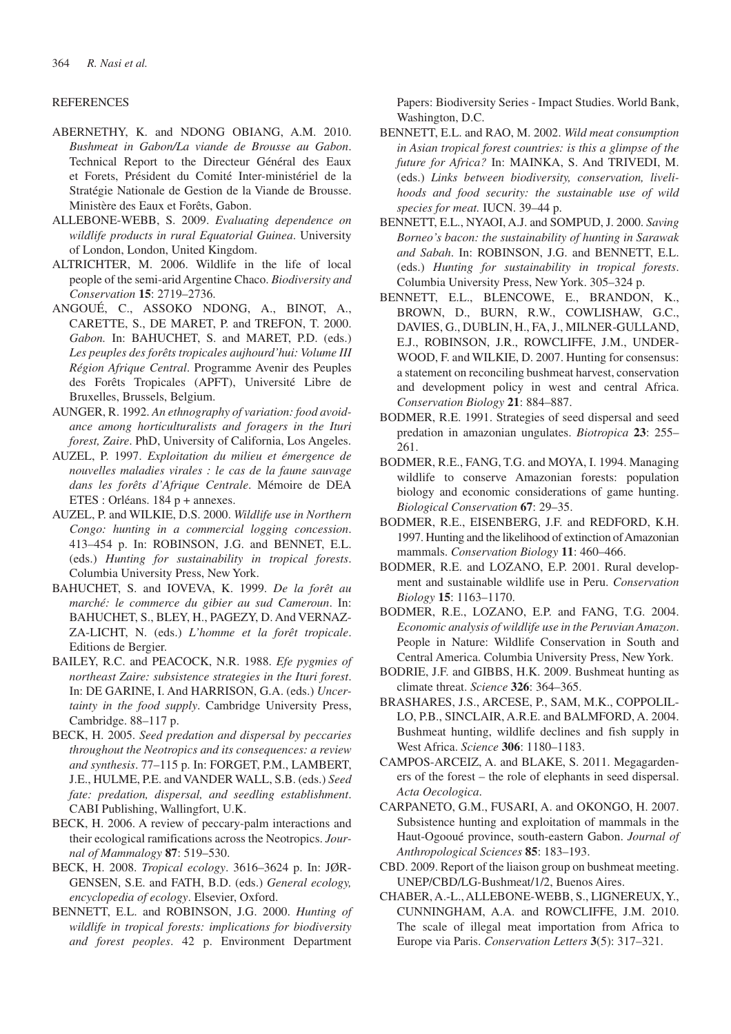## REFERENCES

ABERNETHY, K. and NDONG OBIANG, A.M. 2010. *Bushmeat in Gabon/La viande de Brousse au Gabon*. Technical Report to the Directeur Général des Eaux et Forets, Président du Comité Inter-ministériel de la Stratégie Nationale de Gestion de la Viande de Brousse. Ministère des Eaux et Forêts, Gabon.

ALLEBONE-WEBB, S. 2009. *Evaluating dependence on wildlife products in rural Equatorial Guinea*. University of London, London, United Kingdom.

ALTRICHTER, M. 2006. Wildlife in the life of local people of the semi-arid Argentine Chaco. *Biodiversity and Conservation* **15**: 2719–2736.

ANGOUÉ, C., ASSOKO NDONG, A., BINOT, A., CARETTE, S., DE MARET, P. and TREFON, T. 2000. *Gabon*. In: BAHUCHET, S. and MARET, P.D. (eds.) *Les peuples des forêts tropicales aujhourd'hui: Volume III Région Afrique Central*. Programme Avenir des Peuples des Forêts Tropicales (APFT), Université Libre de Bruxelles, Brussels, Belgium.

AUNGER, R. 1992. *An ethnography of variation: food avoidance among horticulturalists and foragers in the Ituri forest, Zaire*. PhD, University of California, Los Angeles.

AUZEL, P. 1997. *Exploitation du milieu et émergence de nouvelles maladies virales : le cas de la faune sauvage dans les forêts d'Afrique Centrale*. Mémoire de DEA ETES : Orléans. 184 p + annexes.

AUZEL, P. and WILKIE, D.S. 2000. *Wildlife use in Northern Congo: hunting in a commercial logging concession*. 413–454 p. In: ROBINSON, J.G. and BENNET, E.L. (eds.) *Hunting for sustainability in tropical forests*. Columbia University Press, New York.

BAHUCHET, S. and IOVEVA, K. 1999. *De la forêt au marché: le commerce du gibier au sud Cameroun*. In: BAHUCHET, S., BLEY, H., PAGEZY, D. And VERNAZ-ZA-LICHT, N. (eds.) *L'homme et la forêt tropicale*. Editions de Bergier.

BAILEY, R.C. and PEACOCK, N.R. 1988. *Efe pygmies of northeast Zaire: subsistence strategies in the Ituri forest*. In: DE GARINE, I. And HARRISON, G.A. (eds.) *Uncertainty in the food supply*. Cambridge University Press, Cambridge. 88–117 p.

BECK, H. 2005. *Seed predation and dispersal by peccaries throughout the Neotropics and its consequences: a review and synthesis*. 77–115 p. In: FORGET, P.M., LAMBERT, J.E., HULME, P.E. and VANDER WALL, S.B. (eds.) *Seed fate: predation, dispersal, and seedling establishment*. CABI Publishing, Wallingfort, U.K.

BECK, H. 2006. A review of peccary-palm interactions and their ecological ramifications across the Neotropics. *Journal of Mammalogy* **87**: 519–530.

BECK, H. 2008. *Tropical ecology*. 3616–3624 p. In: JØRGENSEN, S.E. and FATH, B.D. (eds.) *General ecology, encyclopedia of ecology*. Elsevier, Oxford.

BENNETT, E.L. and ROBINSON, J.G. 2000. *Hunting of wildlife in tropical forests: implications for biodiversity and forest peoples*. 42 p. Environment Department Papers: Biodiversity Series - Impact Studies. World Bank, Washington, D.C.

BENNETT, E.L. and RAO, M. 2002. *Wild meat consumption in Asian tropical forest countries: is this a glimpse of the future for Africa?* In: MAINKA, S. And TRIVEDI, M. (eds.) *Links between biodiversity, conservation, livelihoods and food security: the sustainable use of wild species for meat.* IUCN. 39–44 p.

BENNETT, E.L., NYAOI, A.J. and SOMPUD, J. 2000. *Saving Borneo's bacon: the sustainability of hunting in Sarawak and Sabah*. In: ROBINSON, J.G. and BENNETT, E.L. (eds.) *Hunting for sustainability in tropical forests*. Columbia University Press, New York. 305–324 p.

BENNETT, E.L., BLENCOWE, E., BRANDON, K., BROWN, D., BURN, R.W., COWLISHAW, G.C., DAVIES, G., DUBLIN, H., FA, J., MILNER-GULLAND, E.J., ROBINSON, J.R., ROWCLIFFE, J.M., UNDERWOOD, F. and WILKIE, D. 2007. Hunting for consensus: a statement on reconciling bushmeat harvest, conservation and development policy in west and central Africa. *Conservation Biology* **21**: 884–887.

BODMER, R.E. 1991. Strategies of seed dispersal and seed predation in amazonian ungulates. *Biotropica* **23**: 255–261.

BODMER, R.E., FANG, T.G. and MOYA, I. 1994. Managing wildlife to conserve Amazonian forests: population biology and economic considerations of game hunting. *Biological Conservation* **67**: 29–35.

BODMER, R.E., EISENBERG, J.F. and REDFORD, K.H. 1997. Hunting and the likelihood of extinction of Amazonian mammals. *Conservation Biology* **11**: 460–466.

BODMER, R.E. and LOZANO, E.P. 2001. Rural development and sustainable wildlife use in Peru. *Conservation Biology* **15**: 1163–1170.

BODMER, R.E., LOZANO, E.P. and FANG, T.G. 2004. *Economic analysis of wildlife use in the Peruvian Amazon*. People in Nature: Wildlife Conservation in South and Central America. Columbia University Press, New York.

BODRIE, J.F. and GIBBS, H.K. 2009. Bushmeat hunting as climate threat. *Science* **326**: 364–365.

BRASHARES, J.S., ARCESE, P., SAM, M.K., COPPOLILLO, P.B., SINCLAIR, A.R.E. and BALMFORD, A. 2004. Bushmeat hunting, wildlife declines and fish supply in West Africa. *Science* **306**: 1180–1183.

CAMPOS-ARCEIZ, A. and BLAKE, S. 2011. Megagardeners of the forest – the role of elephants in seed dispersal. *Acta Oecologica*.

CARPANETO, G.M., FUSARI, A. and OKONGO, H. 2007. Subsistence hunting and exploitation of mammals in the Haut-Ogooué province, south-eastern Gabon. *Journal of Anthropological Sciences* **85**: 183–193.

CBD. 2009. Report of the liaison group on bushmeat meeting. UNEP/CBD/LG-Bushmeat/1/2, Buenos Aires.

CHABER, A.-L., ALLEBONE-WEBB, S., LIGNEREUX, Y., CUNNINGHAM, A.A. and ROWCLIFFE, J.M. 2010. The scale of illegal meat importation from Africa to Europe via Paris. *Conservation Letters* **3**(5): 317–321.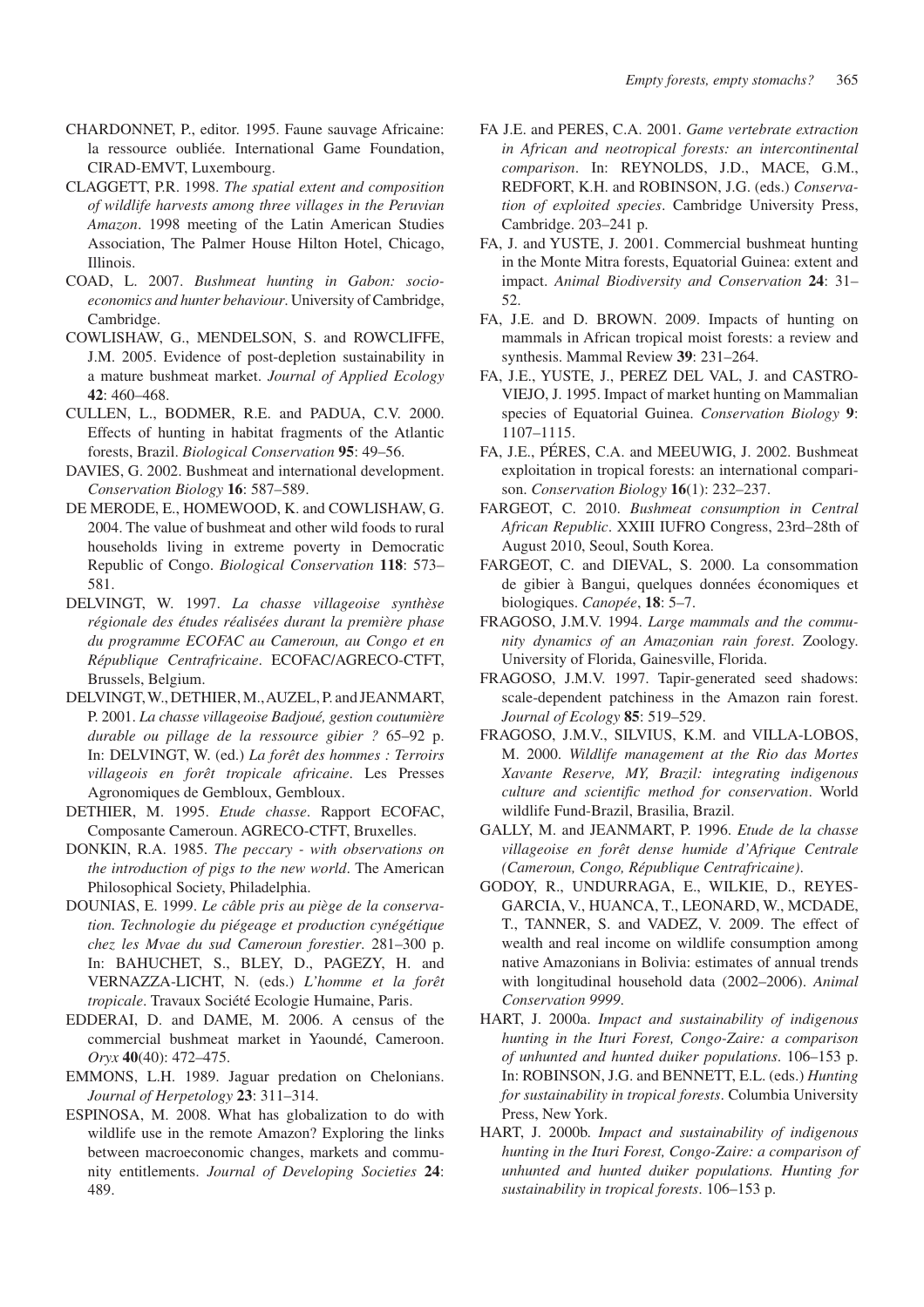CHARDONNET, P., editor. 1995. Faune sauvage Africaine: la ressource oubliée. International Game Foundation, CIRAD-EMVT, Luxembourg.

CLAGGETT, P.R. 1998. *The spatial extent and composition of wildlife harvests among three villages in the Peruvian Amazon*. 1998 meeting of the Latin American Studies Association, The Palmer House Hilton Hotel, Chicago, Illinois.

COAD, L. 2007. *Bushmeat hunting in Gabon: socio-economics and hunter behaviour*. University of Cambridge, Cambridge.

COWLISHAW, G., MENDELSON, S. and ROWCLIFFE, J.M. 2005. Evidence of post-depletion sustainability in a mature bushmeat market. *Journal of Applied Ecology* **42**: 460–468.

CULLEN, L., BODMER, R.E. and PADUA, C.V. 2000. Effects of hunting in habitat fragments of the Atlantic forests, Brazil. *Biological Conservation* **95**: 49–56.

DAVIES, G. 2002. Bushmeat and international development. *Conservation Biology* **16**: 587–589.

DE MERODE, E., HOMEWOOD, K. and COWLISHAW, G. 2004. The value of bushmeat and other wild foods to rural households living in extreme poverty in Democratic Republic of Congo. *Biological Conservation* **118**: 573–581.

DELVINGT, W. 1997. *La chasse villageoise synthèse régionale des études réalisées durant la première phase du programme ECOFAC au Cameroun, au Congo et en République Centrafricaine*. ECOFAC/AGRECO-CTFT, Brussels, Belgium.

DELVINGT, W., DETHIER, M., AUZEL, P. and JEANMART, P. 2001. *La chasse villageoise Badjoué, gestion coutumière durable ou pillage de la ressource gibier ?* 65–92 p. In: DELVINGT, W. (ed.) *La forêt des hommes : Terroirs villageois en forêt tropicale africaine*. Les Presses Agronomiques de Gembloux, Gembloux.

DETHIER, M. 1995. *Etude chasse*. Rapport ECOFAC, Composante Cameroun. AGRECO-CTFT, Bruxelles.

DONKIN, R.A. 1985. *The peccary - with observations on the introduction of pigs to the new world*. The American Philosophical Society, Philadelphia.

DOUNIAS, E. 1999. *Le câble pris au piège de la conservation. Technologie du piégeage et production cynégétique chez les Mvae du sud Cameroun forestier*. 281–300 p. In: BAHUCHET, S., BLEY, D., PAGEZY, H. and VERNAZZA-LICHT, N. (eds.) *L'homme et la forêt tropicale*. Travaux Société Ecologie Humaine, Paris.

EDDERAI, D. and DAME, M. 2006. A census of the commercial bushmeat market in Yaoundé, Cameroon. *Oryx* **40**(40): 472–475.

EMMONS, L.H. 1989. Jaguar predation on Chelonians. *Journal of Herpetology* **23**: 311–314.

ESPINOSA, M. 2008. What has globalization to do with wildlife use in the remote Amazon? Exploring the links between macroeconomic changes, markets and community entitlements. *Journal of Developing Societies* **24**: 489.

FA J.E. and PERES, C.A. 2001. *Game vertebrate extraction in African and neotropical forests: an intercontinental comparison*. In: REYNOLDS, J.D., MACE, G.M., REDFORT, K.H. and ROBINSON, J.G. (eds.) *Conservation of exploited species*. Cambridge University Press, Cambridge. 203–241 p.

FA, J. and YUSTE, J. 2001. Commercial bushmeat hunting in the Monte Mitra forests, Equatorial Guinea: extent and impact. *Animal Biodiversity and Conservation* **24**: 31–52.

FA, J.E. and D. BROWN. 2009. Impacts of hunting on mammals in African tropical moist forests: a review and synthesis. Mammal Review **39**: 231–264.

FA, J.E., YUSTE, J., PEREZ DEL VAL, J. and CASTRO-VIEJO, J. 1995. Impact of market hunting on Mammalian species of Equatorial Guinea. *Conservation Biology* **9**: 1107–1115.

FA, J.E., PÉRES, C.A. and MEEUWIG, J. 2002. Bushmeat exploitation in tropical forests: an international comparison. *Conservation Biology* **16**(1): 232–237.

FARGEOT, C. 2010. *Bushmeat consumption in Central African Republic*. XXIII IUFRO Congress, 23rd–28th of August 2010, Seoul, South Korea.

FARGEOT, C. and DIEVAL, S. 2000. La consommation de gibier à Bangui, quelques données économiques et biologiques. *Canopée*, **18**: 5–7.

FRAGOSO, J.M.V. 1994. *Large mammals and the community dynamics of an Amazonian rain forest*. Zoology. University of Florida, Gainesville, Florida.

FRAGOSO, J.M.V. 1997. Tapir-generated seed shadows: scale-dependent patchiness in the Amazon rain forest. *Journal of Ecology* **85**: 519–529.

FRAGOSO, J.M.V., SILVIUS, K.M. and VILLA-LOBOS, M. 2000. *Wildlife management at the Rio das Mortes Xavante Reserve, MY, Brazil: integrating indigenous culture and scientific method for conservation*. World wildlife Fund-Brazil, Brasilia, Brazil.

GALLY, M. and JEANMART, P. 1996. *Etude de la chasse villageoise en forêt dense humide d'Afrique Centrale (Cameroun, Congo, République Centrafricaine)*.

GODOY, R., UNDURRAGA, E., WILKIE, D., REYES-GARCIA, V., HUANCA, T., LEONARD, W., MCDADE, T., TANNER, S. and VADEZ, V. 2009. The effect of wealth and real income on wildlife consumption among native Amazonians in Bolivia: estimates of annual trends with longitudinal household data (2002–2006). *Animal Conservation 9999*.

HART, J. 2000a. *Impact and sustainability of indigenous hunting in the Ituri Forest, Congo-Zaire: a comparison of unhunted and hunted duiker populations*. 106–153 p. In: ROBINSON, J.G. and BENNETT, E.L. (eds.) *Hunting for sustainability in tropical forests*. Columbia University Press, New York.

HART, J. 2000b. *Impact and sustainability of indigenous hunting in the Ituri Forest, Congo-Zaire: a comparison of unhunted and hunted duiker populations. Hunting for sustainability in tropical forests*. 106–153 p.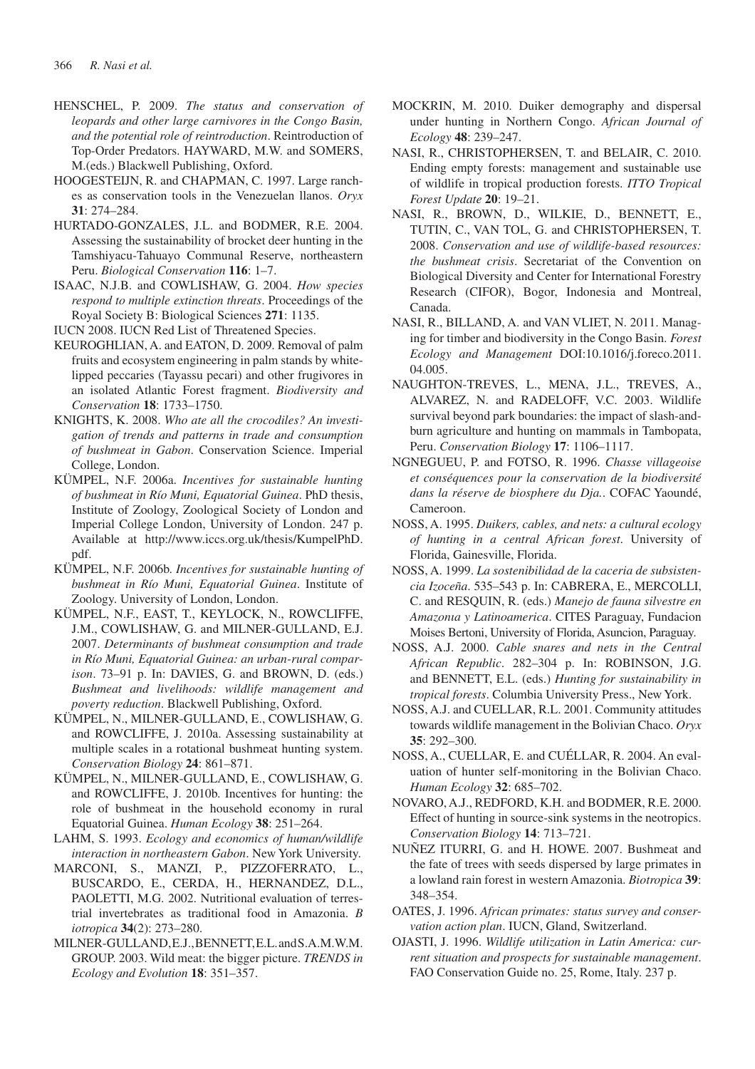HENSCHEL, P. 2009. *The status and conservation of leopards and other large carnivores in the Congo Basin, and the potential role of reintroduction*. Reintroduction of Top-Order Predators. HAYWARD, M.W. and SOMERS, M.(eds.) Blackwell Publishing, Oxford.

HOOGESTEIJN, R. and CHAPMAN, C. 1997. Large ranches as conservation tools in the Venezuelan llanos. *Oryx* **31**: 274–284.

HURTADO-GONZALES, J.L. and BODMER, R.E. 2004. Assessing the sustainability of brocket deer hunting in the Tamshiyacu-Tahuayo Communal Reserve, northeastern Peru. *Biological Conservation* **116**: 1–7.

ISAAC, N.J.B. and COWLISHAW, G. 2004. *How species respond to multiple extinction threats*. Proceedings of the Royal Society B: Biological Sciences **271**: 1135.

IUCN 2008. IUCN Red List of Threatened Species.

KEUROGHLIAN, A. and EATON, D. 2009. Removal of palm fruits and ecosystem engineering in palm stands by white-lipped peccaries (Tayassu pecari) and other frugivores in an isolated Atlantic Forest fragment. *Biodiversity and Conservation* **18**: 1733–1750.

KNIGHTS, K. 2008. *Who ate all the crocodiles? An investigation of trends and patterns in trade and consumption of bushmeat in Gabon*. Conservation Science. Imperial College, London.

KÜMPEL, N.F. 2006a. *Incentives for sustainable hunting of bushmeat in Río Muni, Equatorial Guinea*. PhD thesis, Institute of Zoology, Zoological Society of London and Imperial College London, University of London. 247 p. Available at http://www.iccs.org.uk/thesis/KumpelPhD.pdf.

KÜMPEL, N.F. 2006b. *Incentives for sustainable hunting of bushmeat in Río Muni, Equatorial Guinea*. Institute of Zoology. University of London, London.

KÜMPEL, N.F., EAST, T., KEYLOCK, N., ROWCLIFFE, J.M., COWLISHAW, G. and MILNER-GULLAND, E.J. 2007. *Determinants of bushmeat consumption and trade in Río Muni, Equatorial Guinea: an urban-rural comparison*. 73–91 p. In: DAVIES, G. and BROWN, D. (eds.) *Bushmeat and livelihoods: wildlife management and poverty reduction*. Blackwell Publishing, Oxford.

KÜMPEL, N., MILNER-GULLAND, E., COWLISHAW, G. and ROWCLIFFE, J. 2010a. Assessing sustainability at multiple scales in a rotational bushmeat hunting system. *Conservation Biology* **24**: 861–871.

KÜMPEL, N., MILNER-GULLAND, E., COWLISHAW, G. and ROWCLIFFE, J. 2010b. Incentives for hunting: the role of bushmeat in the household economy in rural Equatorial Guinea. *Human Ecology* **38**: 251–264.

LAHM, S. 1993. *Ecology and economics of human/wildlife interaction in northeastern Gabon*. New York University.

MARCONI, S., MANZI, P., PIZZOFERRATO, L., BUSCARDO, E., CERDA, H., HERNANDEZ, D.L., PAOLETTI, M.G. 2002. Nutritional evaluation of terrestrial invertebrates as traditional food in Amazonia. *B iotropica* **34**(2): 273–280.

MILNER-GULLAND, E.J., BENNETT, E.L. and S.A.M.W.M. GROUP. 2003. Wild meat: the bigger picture. *TRENDS in Ecology and Evolution* **18**: 351–357.

MOCKRIN, M. 2010. Duiker demography and dispersal under hunting in Northern Congo. *African Journal of Ecology* **48**: 239–247.

NASI, R., CHRISTOPHERSEN, T. and BELAIR, C. 2010. Ending empty forests: management and sustainable use of wildlife in tropical production forests. *ITTO Tropical Forest Update* **20**: 19–21.

NASI, R., BROWN, D., WILKIE, D., BENNETT, E., TUTIN, C., VAN TOL, G. and CHRISTOPHERSEN, T. 2008. *Conservation and use of wildlife-based resources: the bushmeat crisis*. Secretariat of the Convention on Biological Diversity and Center for International Forestry Research (CIFOR), Bogor, Indonesia and Montreal, Canada.

NASI, R., BILLAND, A. and VAN VLIET, N. 2011. Managing for timber and biodiversity in the Congo Basin. *Forest Ecology and Management* DOI:10.1016/j.foreco.2011.04.005.

NAUGHTON-TREVES, L., MENA, J.L., TREVES, A., ALVAREZ, N. and RADELOFF, V.C. 2003. Wildlife survival beyond park boundaries: the impact of slash-and-burn agriculture and hunting on mammals in Tambopata, Peru. *Conservation Biology* **17**: 1106–1117.

NGNEGUEU, P. and FOTSO, R. 1996. *Chasse villageoise et conséquences pour la conservation de la biodiversité dans la réserve de biosphere du Dja.*. COFAC Yaoundé, Cameroon.

NOSS, A. 1995. *Duikers, cables, and nets: a cultural ecology of hunting in a central African forest*. University of Florida, Gainesville, Florida.

NOSS, A. 1999. *La sostenibilidad de la caceria de subsistencia Izoceña*. 535–543 p. In: CABRERA, E., MERCOLLI, C. and RESQUIN, R. (eds.) *Manejo de fauna silvestre en Amazonıa y Latinoamerica*. CITES Paraguay, Fundacion Moises Bertoni, University of Florida, Asuncion, Paraguay.

NOSS, A.J. 2000. *Cable snares and nets in the Central African Republic*. 282–304 p. In: ROBINSON, J.G. and BENNETT, E.L. (eds.) *Hunting for sustainability in tropical forests*. Columbia University Press., New York.

NOSS, A.J. and CUELLAR, R.L. 2001. Community attitudes towards wildlife management in the Bolivian Chaco. *Oryx* **35**: 292–300.

NOSS, A., CUELLAR, E. and CUÉLLAR, R. 2004. An evaluation of hunter self-monitoring in the Bolivian Chaco. *Human Ecology* **32**: 685–702.

NOVARO, A.J., REDFORD, K.H. and BODMER, R.E. 2000. Effect of hunting in source-sink systems in the neotropics. *Conservation Biology* **14**: 713–721.

NUÑEZ ITURRI, G. and H. HOWE. 2007. Bushmeat and the fate of trees with seeds dispersed by large primates in a lowland rain forest in western Amazonia. *Biotropica* **39**: 348–354.

OATES, J. 1996. *African primates: status survey and conservation action plan*. IUCN, Gland, Switzerland.

OJASTI, J. 1996. *Wildlife utilization in Latin America: current situation and prospects for sustainable management*. FAO Conservation Guide no. 25, Rome, Italy. 237 p.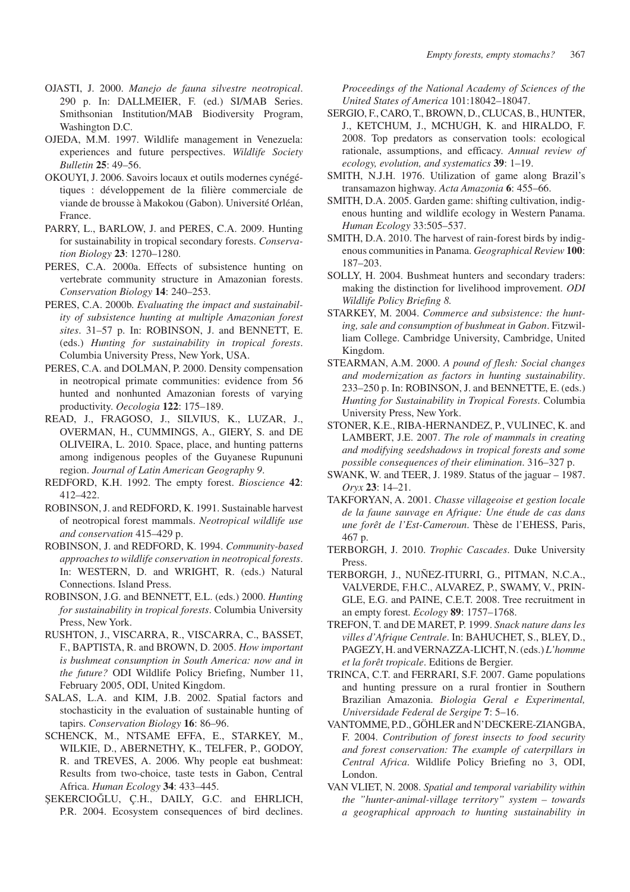OJASTI, J. 2000. *Manejo de fauna silvestre neotropical*. 290 p. In: DALLMEIER, F. (ed.) SI/MAB Series. Smithsonian Institution/MAB Biodiversity Program, Washington D.C.

OJEDA, M.M. 1997. Wildlife management in Venezuela: experiences and future perspectives. *Wildlife Society Bulletin* **25**: 49–56.

OKOUYI, J. 2006. Savoirs locaux et outils modernes cynégétiques : développement de la filière commerciale de viande de brousse à Makokou (Gabon). Université Orléan, France.

PARRY, L., BARLOW, J. and PERES, C.A. 2009. Hunting for sustainability in tropical secondary forests. *Conservation Biology* **23**: 1270–1280.

PERES, C.A. 2000a. Effects of subsistence hunting on vertebrate community structure in Amazonian forests. *Conservation Biology* **14**: 240–253.

PERES, C.A. 2000b. *Evaluating the impact and sustainability of subsistence hunting at multiple Amazonian forest sites*. 31–57 p. In: ROBINSON, J. and BENNETT, E. (eds.) *Hunting for sustainability in tropical forests*. Columbia University Press, New York, USA.

PERES, C.A. and DOLMAN, P. 2000. Density compensation in neotropical primate communities: evidence from 56 hunted and nonhunted Amazonian forests of varying productivity. *Oecologia* **122**: 175–189.

READ, J., FRAGOSO, J., SILVIUS, K., LUZAR, J., OVERMAN, H., CUMMINGS, A., GIERY, S. and DE OLIVEIRA, L. 2010. Space, place, and hunting patterns among indigenous peoples of the Guyanese Rupununi region. *Journal of Latin American Geography 9*.

REDFORD, K.H. 1992. The empty forest. *Bioscience* **42**: 412–422.

ROBINSON, J. and REDFORD, K. 1991. Sustainable harvest of neotropical forest mammals. *Neotropical wildlife use and conservation* 415–429 p.

ROBINSON, J. and REDFORD, K. 1994. *Community-based approaches to wildlife conservation in neotropical forests*. In: WESTERN, D. and WRIGHT, R. (eds.) Natural Connections. Island Press.

ROBINSON, J.G. and BENNETT, E.L. (eds.) 2000. *Hunting for sustainability in tropical forests*. Columbia University Press, New York.

RUSHTON, J., VISCARRA, R., VISCARRA, C., BASSET, F., BAPTISTA, R. and BROWN, D. 2005. *How important is bushmeat consumption in South America: now and in the future?* ODI Wildlife Policy Briefing, Number 11, February 2005, ODI, United Kingdom.

SALAS, L.A. and KIM, J.B. 2002. Spatial factors and stochasticity in the evaluation of sustainable hunting of tapirs. *Conservation Biology* **16**: 86–96.

SCHENCK, M., NTSAME EFFA, E., STARKEY, M., WILKIE, D., ABERNETHY, K., TELFER, P., GODOY, R. and TREVES, A. 2006. Why people eat bushmeat: Results from two-choice, taste tests in Gabon, Central Africa. *Human Ecology* **34**: 433–445.

ŞEKERCIOĞLU, Ç.H., DAILY, G.C. and EHRLICH, P.R. 2004. Ecosystem consequences of bird declines. *Proceedings of the National Academy of Sciences of the United States of America* 101:18042–18047.

SERGIO, F., CARO, T., BROWN, D., CLUCAS, B., HUNTER, J., KETCHUM, J., MCHUGH, K. and HIRALDO, F. 2008. Top predators as conservation tools: ecological rationale, assumptions, and efficacy. *Annual review of ecology, evolution, and systematics* **39**: 1–19.

SMITH, N.J.H. 1976. Utilization of game along Brazil's transamazon highway. *Acta Amazonia* **6**: 455–66.

SMITH, D.A. 2005. Garden game: shifting cultivation, indigenous hunting and wildlife ecology in Western Panama. *Human Ecology* 33:505–537.

SMITH, D.A. 2010. The harvest of rain-forest birds by indigenous communities in Panama. *Geographical Review* **100**: 187–203.

SOLLY, H. 2004. Bushmeat hunters and secondary traders: making the distinction for livelihood improvement. *ODI Wildlife Policy Briefing 8.*

STARKEY, M. 2004. *Commerce and subsistence: the hunting, sale and consumption of bushmeat in Gabon*. Fitzwilliam College. Cambridge University, Cambridge, United Kingdom.

STEARMAN, A.M. 2000. *A pound of flesh: Social changes and modernization as factors in hunting sustainability*. 233–250 p. In: ROBINSON, J. and BENNETTE, E. (eds.) *Hunting for Sustainability in Tropical Forests*. Columbia University Press, New York.

STONER, K.E., RIBA-HERNANDEZ, P., VULINEC, K. and LAMBERT, J.E. 2007. *The role of mammals in creating and modifying seedshadows in tropical forests and some possible consequences of their elimination*. 316–327 p.

SWANK, W. and TEER, J. 1989. Status of the jaguar – 1987. *Oryx* **23**: 14–21.

TAKFORYAN, A. 2001. *Chasse villageoise et gestion locale de la faune sauvage en Afrique: Une étude de cas dans une forêt de l'Est-Cameroun*. Thèse de l'EHESS, Paris, 467 p.

TERBORGH, J. 2010. *Trophic Cascades*. Duke University Press.

TERBORGH, J., NUÑEZ-ITURRI, G., PITMAN, N.C.A., VALVERDE, F.H.C., ALVAREZ, P., SWAMY, V., PRINGLE, E.G. and PAINE, C.E.T. 2008. Tree recruitment in an empty forest. *Ecology* **89**: 1757–1768.

TREFON, T. and DE MARET, P. 1999. *Snack nature dans les villes d'Afrique Centrale*. In: BAHUCHET, S., BLEY, D., PAGEZY, H. and VERNAZZA-LICHT, N. (eds.) *L'homme et la forêt tropicale*. Editions de Bergier.

TRINCA, C.T. and FERRARI, S.F. 2007. Game populations and hunting pressure on a rural frontier in Southern Brazilian Amazonia. *Biologia Geral e Experimental, Universidade Federal de Sergipe* **7**: 5–16.

VANTOMME, P.D., GÖHLER and N'DECKERE-ZIANGBA, F. 2004. *Contribution of forest insects to food security and forest conservation: The example of caterpillars in Central Africa*. Wildlife Policy Briefing no 3, ODI, London.

VAN VLIET, N. 2008. *Spatial and temporal variability within the "hunter-animal-village territory" system – towards a geographical approach to hunting sustainability in*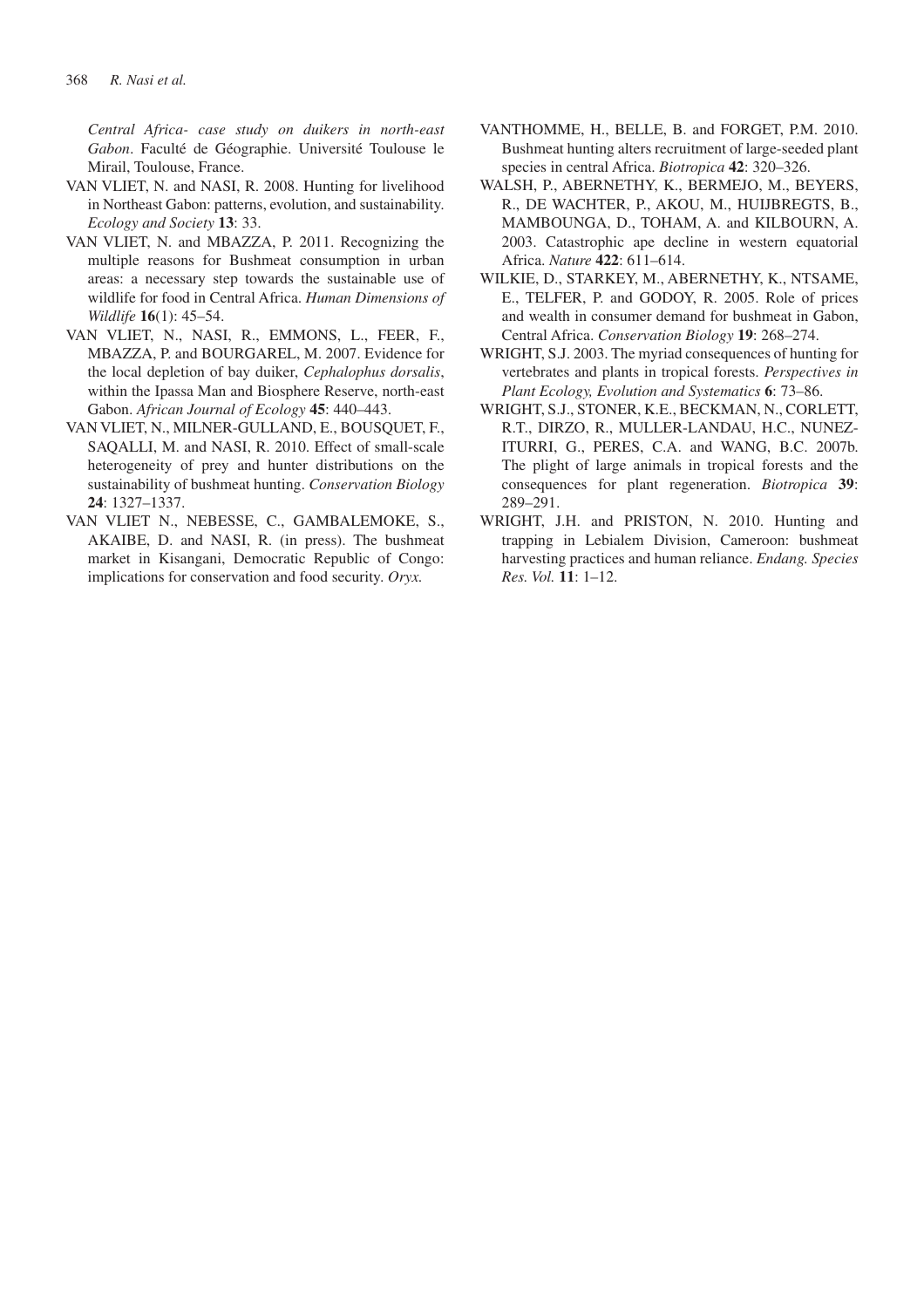*Central Africa- case study on duikers in north-east Gabon*. Faculté de Géographie. Université Toulouse le Mirail, Toulouse, France.

VAN VLIET, N. and NASI, R. 2008. Hunting for livelihood in Northeast Gabon: patterns, evolution, and sustainability. *Ecology and Society* **13**: 33.

VAN VLIET, N. and MBAZZA, P. 2011. Recognizing the multiple reasons for Bushmeat consumption in urban areas: a necessary step towards the sustainable use of wildlife for food in Central Africa. *Human Dimensions of Wildlife* **16**(1): 45–54.

VAN VLIET, N., NASI, R., EMMONS, L., FEER, F., MBAZZA, P. and BOURGAREL, M. 2007. Evidence for the local depletion of bay duiker, *Cephalophus dorsalis*, within the Ipassa Man and Biosphere Reserve, north-east Gabon. *African Journal of Ecology* **45**: 440–443.

VAN VLIET, N., MILNER-GULLAND, E., BOUSQUET, F., SAQALLI, M. and NASI, R. 2010. Effect of small-scale heterogeneity of prey and hunter distributions on the sustainability of bushmeat hunting. *Conservation Biology* **24**: 1327–1337.

VAN VLIET N., NEBESSE, C., GAMBALEMOKE, S., AKAIBE, D. and NASI, R. (in press). The bushmeat market in Kisangani, Democratic Republic of Congo: implications for conservation and food security. *Oryx.*

VANTHOMME, H., BELLE, B. and FORGET, P.M. 2010. Bushmeat hunting alters recruitment of large-seeded plant species in central Africa. *Biotropica* **42**: 320–326.

WALSH, P., ABERNETHY, K., BERMEJO, M., BEYERS, R., DE WACHTER, P., AKOU, M., HUIJBREGTS, B., MAMBOUNGA, D., TOHAM, A. and KILBOURN, A. 2003. Catastrophic ape decline in western equatorial Africa. *Nature* **422**: 611–614.

WILKIE, D., STARKEY, M., ABERNETHY, K., NTSAME, E., TELFER, P. and GODOY, R. 2005. Role of prices and wealth in consumer demand for bushmeat in Gabon, Central Africa. *Conservation Biology* **19**: 268–274.

WRIGHT, S.J. 2003. The myriad consequences of hunting for vertebrates and plants in tropical forests. *Perspectives in Plant Ecology, Evolution and Systematics* **6**: 73–86.

WRIGHT, S.J., STONER, K.E., BECKMAN, N., CORLETT, R.T., DIRZO, R., MULLER-LANDAU, H.C., NUNEZ-ITURRI, G., PERES, C.A. and WANG, B.C. 2007b. The plight of large animals in tropical forests and the consequences for plant regeneration. *Biotropica* **39**: 289–291.

WRIGHT, J.H. and PRISTON, N. 2010. Hunting and trapping in Lebialem Division, Cameroon: bushmeat harvesting practices and human reliance. *Endang. Species Res. Vol.* **11**: 1–12.